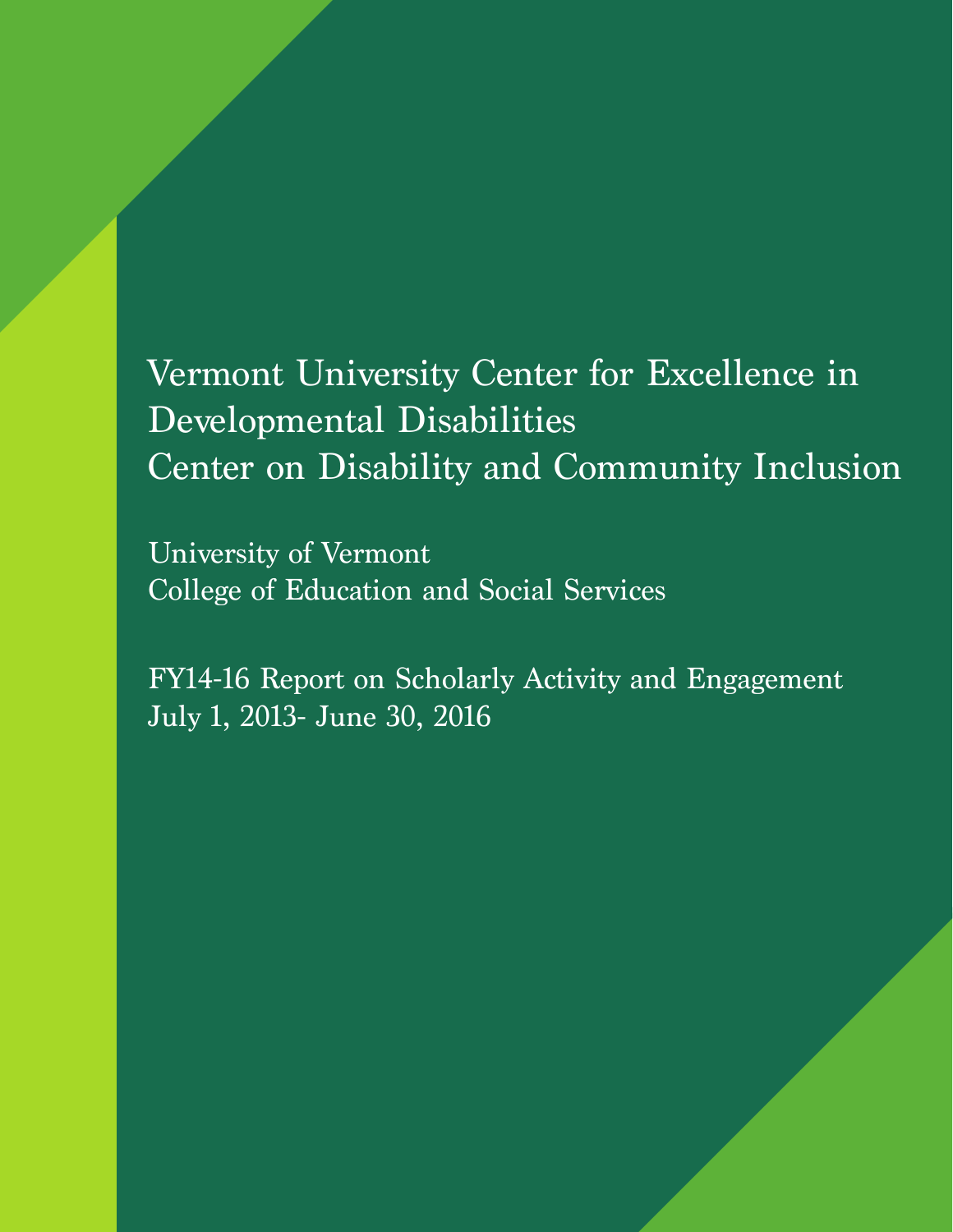# Vermont University Center for Excellence in Developmental Disabilities
# Center on Disability and Community Inclusion

University of Vermont
College of Education and Social Services

FY14-16 Report on Scholarly Activity and Engagement
July 1, 2013- June 30, 2016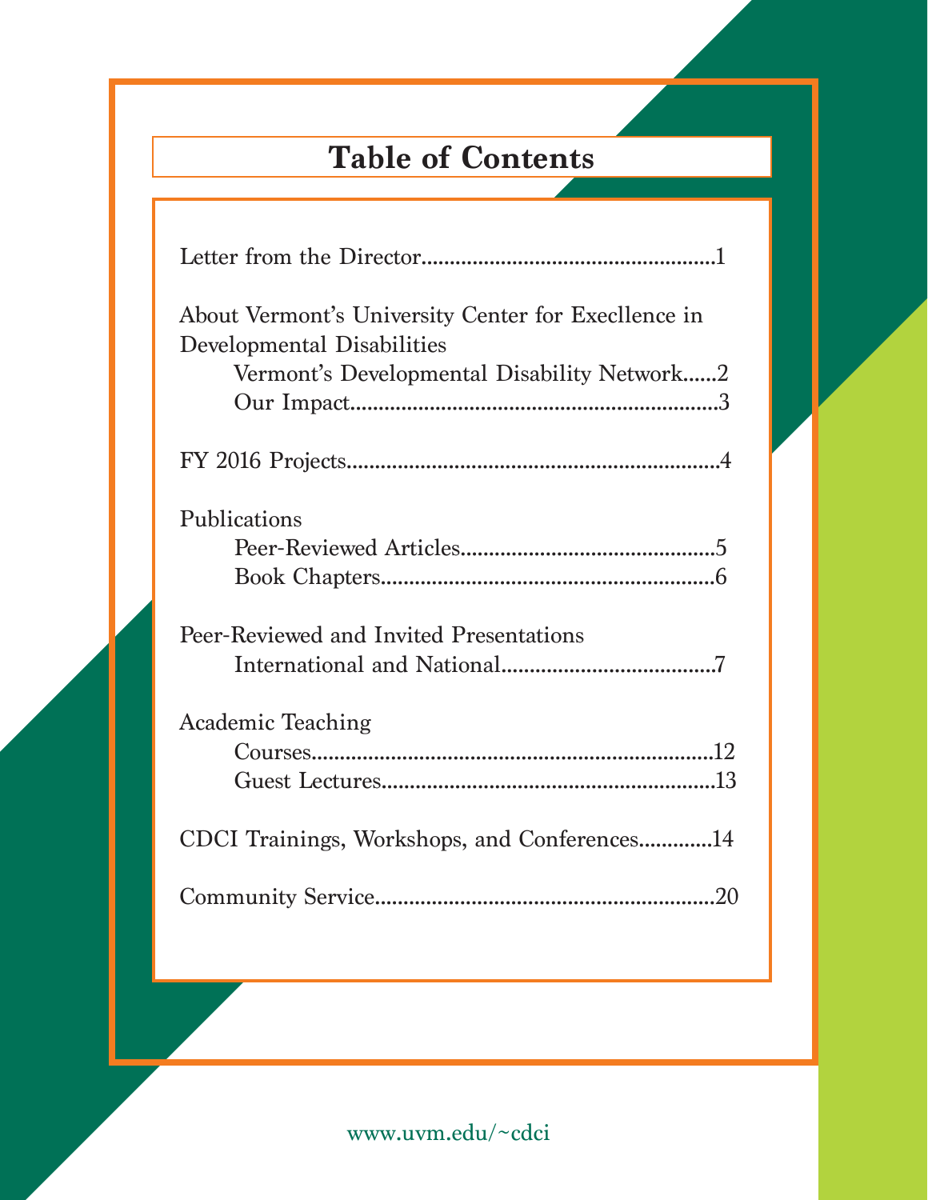# Table of Contents

Letter from the Director....................................................1

About Vermont's University Center for Execllence in Developmental Disabilities

- Vermont's Developmental Disability Network......2
- Our Impact................................................................3

FY 2016 Projects..................................................................4

Publications

- Peer-Reviewed Articles............................................5
- Book Chapters...........................................................6

Peer-Reviewed and Invited Presentations

- International and National.....................................7

Academic Teaching

- Courses......................................................................12
- Guest Lectures..........................................................13

CDCI Trainings, Workshops, and Conferences............14

Community Service...........................................................20

www.uvm.edu/~cdci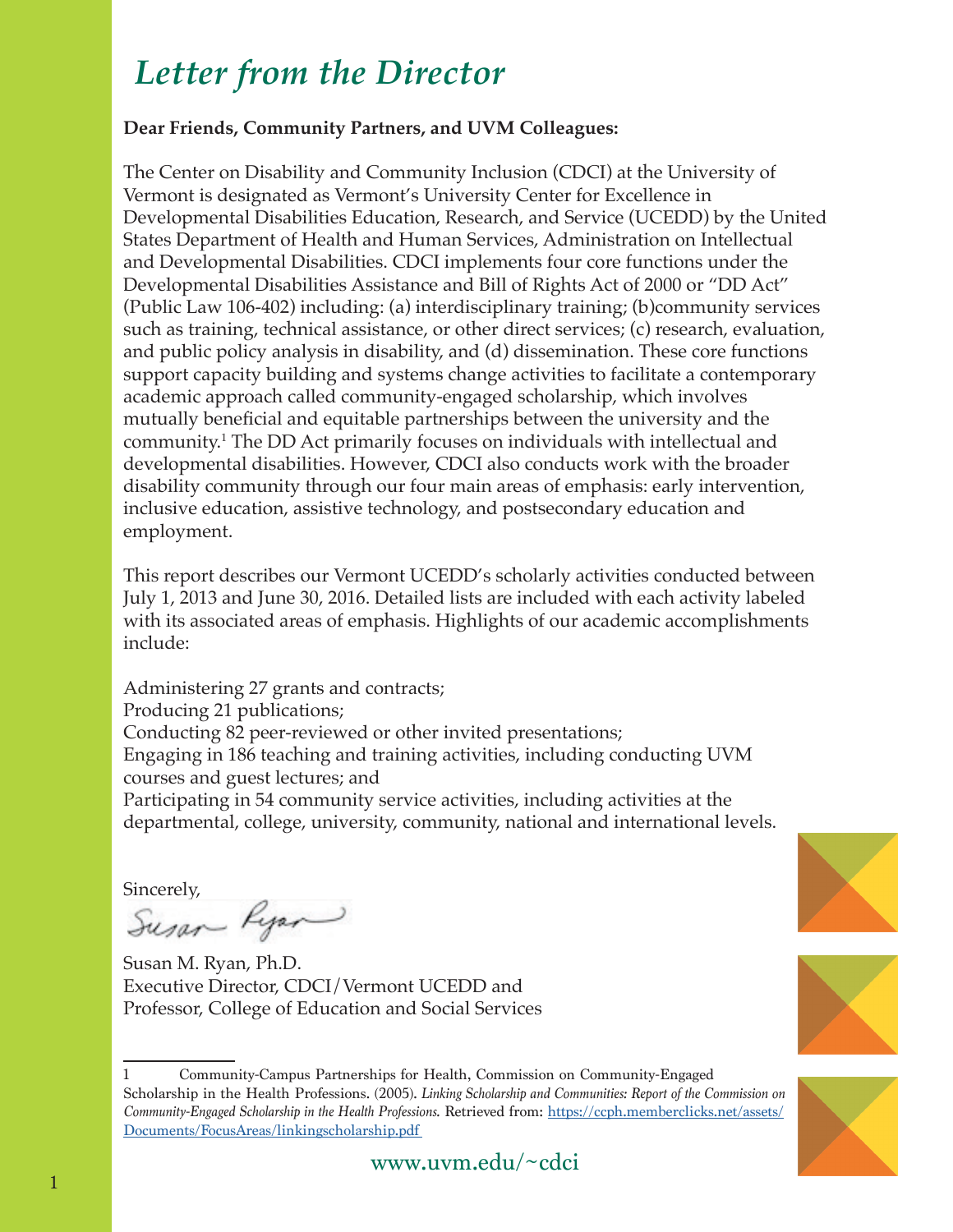# *Letter from the Director*

**Dear Friends, Community Partners, and UVM Colleagues:**

The Center on Disability and Community Inclusion (CDCI) at the University of Vermont is designated as Vermont's University Center for Excellence in Developmental Disabilities Education, Research, and Service (UCEDD) by the United States Department of Health and Human Services, Administration on Intellectual and Developmental Disabilities. CDCI implements four core functions under the Developmental Disabilities Assistance and Bill of Rights Act of 2000 or "DD Act" (Public Law 106-402) including: (a) interdisciplinary training; (b)community services such as training, technical assistance, or other direct services; (c) research, evaluation, and public policy analysis in disability, and (d) dissemination. These core functions support capacity building and systems change activities to facilitate a contemporary academic approach called community-engaged scholarship, which involves mutually beneficial and equitable partnerships between the university and the community.[1] The DD Act primarily focuses on individuals with intellectual and developmental disabilities. However, CDCI also conducts work with the broader disability community through our four main areas of emphasis: early intervention, inclusive education, assistive technology, and postsecondary education and employment.

This report describes our Vermont UCEDD's scholarly activities conducted between July 1, 2013 and June 30, 2016. Detailed lists are included with each activity labeled with its associated areas of emphasis. Highlights of our academic accomplishments include:

Administering 27 grants and contracts;
Producing 21 publications;
Conducting 82 peer-reviewed or other invited presentations;
Engaging in 186 teaching and training activities, including conducting UVM courses and guest lectures; and
Participating in 54 community service activities, including activities at the departmental, college, university, community, national and international levels.

Sincerely,

Susan M. Ryan, Ph.D.
Executive Director, CDCI/Vermont UCEDD and
Professor, College of Education and Social Services

---

1 Community-Campus Partnerships for Health, Commission on Community-Engaged Scholarship in the Health Professions. (2005). *Linking Scholarship and Communities: Report of the Commission on Community-Engaged Scholarship in the Health Professions.* Retrieved from: https://ccph.memberclicks.net/assets/Documents/FocusAreas/linkingscholarship.pdf

www.uvm.edu/~cdci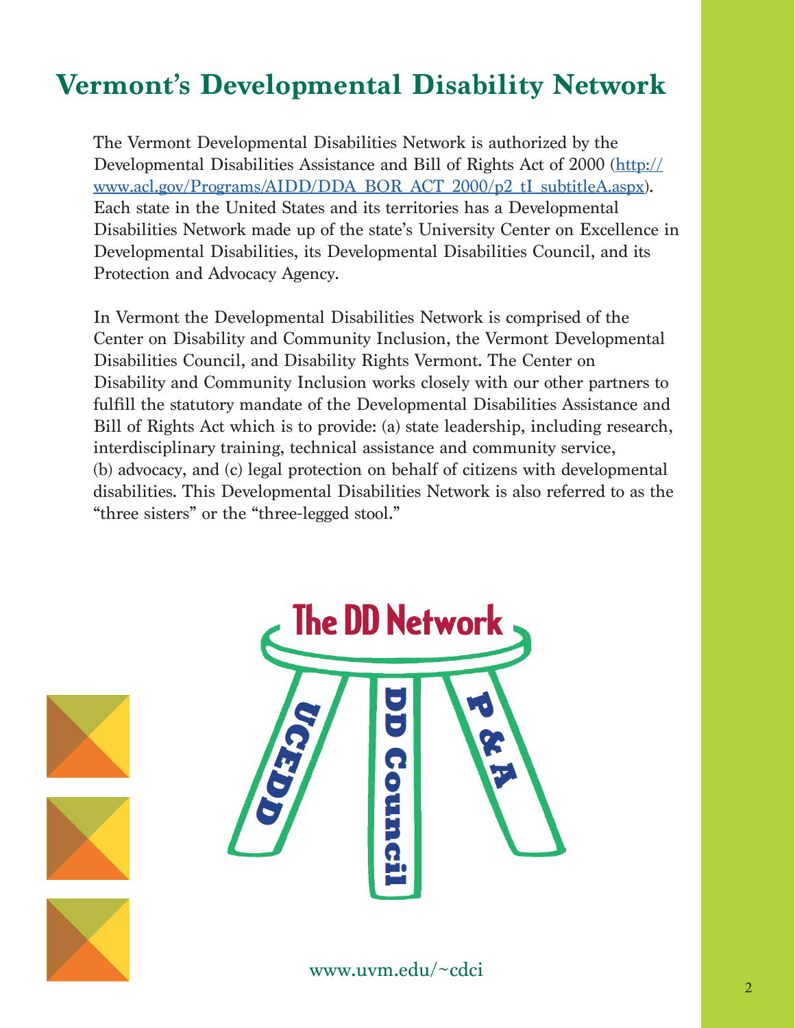# Vermont's Developmental Disability Network

The Vermont Developmental Disabilities Network is authorized by the Developmental Disabilities Assistance and Bill of Rights Act of 2000 (http://www.acl.gov/Programs/AIDD/DDA_BOR_ACT_2000/p2_tI_subtitleA.aspx). Each state in the United States and its territories has a Developmental Disabilities Network made up of the state's University Center on Excellence in Developmental Disabilities, its Developmental Disabilities Council, and its Protection and Advocacy Agency.

In Vermont the Developmental Disabilities Network is comprised of the Center on Disability and Community Inclusion, the Vermont Developmental Disabilities Council, and Disability Rights Vermont. The Center on Disability and Community Inclusion works closely with our other partners to fulfill the statutory mandate of the Developmental Disabilities Assistance and Bill of Rights Act which is to provide: (a) state leadership, including research, interdisciplinary training, technical assistance and community service, (b) advocacy, and (c) legal protection on behalf of citizens with developmental disabilities. This Developmental Disabilities Network is also referred to as the "three sisters" or the "three-legged stool."

The DD Network

UCEDD

DD Council

P & A

www.uvm.edu/~cdci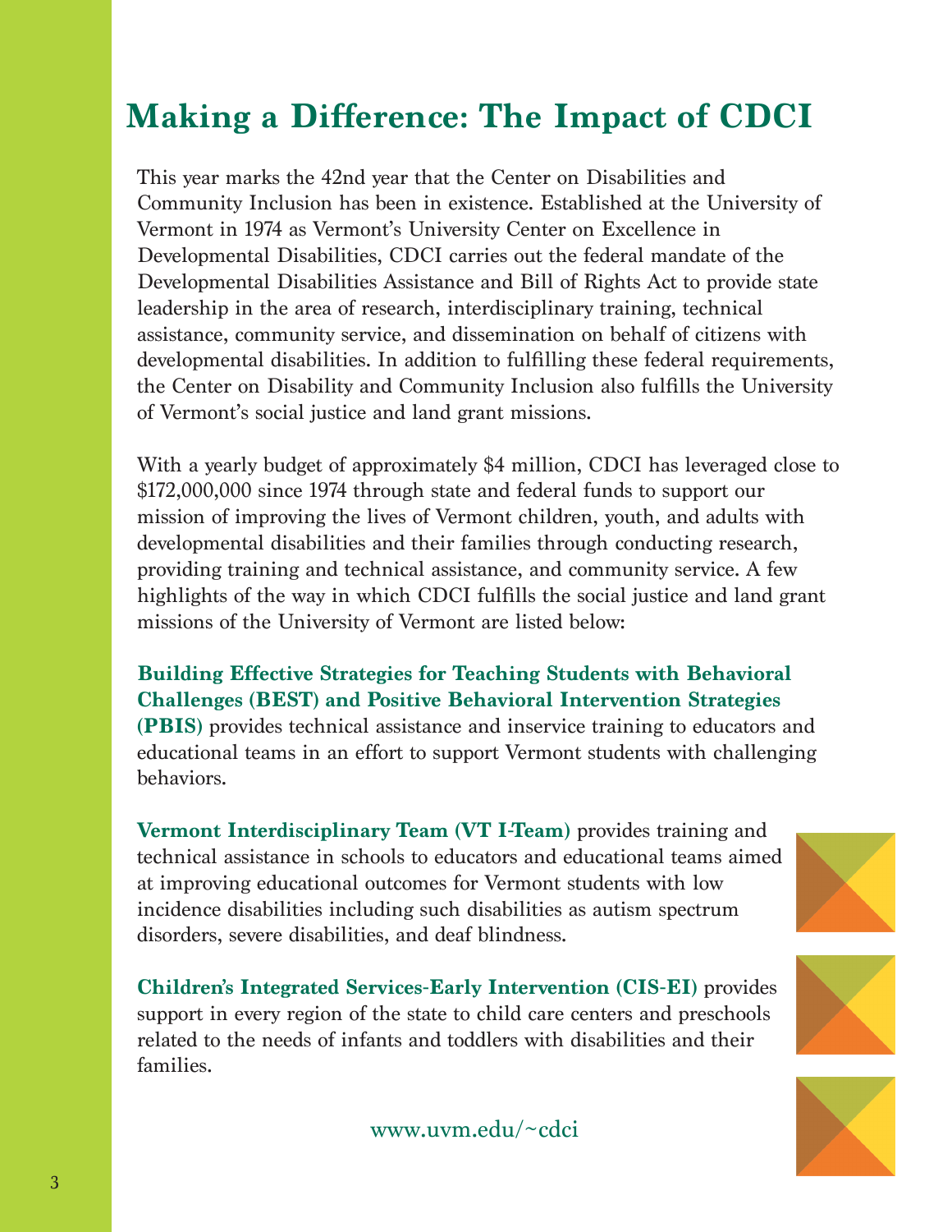# Making a Difference: The Impact of CDCI

This year marks the 42nd year that the Center on Disabilities and Community Inclusion has been in existence. Established at the University of Vermont in 1974 as Vermont's University Center on Excellence in Developmental Disabilities, CDCI carries out the federal mandate of the Developmental Disabilities Assistance and Bill of Rights Act to provide state leadership in the area of research, interdisciplinary training, technical assistance, community service, and dissemination on behalf of citizens with developmental disabilities. In addition to fulfilling these federal requirements, the Center on Disability and Community Inclusion also fulfills the University of Vermont's social justice and land grant missions.

With a yearly budget of approximately $4 million, CDCI has leveraged close to $172,000,000 since 1974 through state and federal funds to support our mission of improving the lives of Vermont children, youth, and adults with developmental disabilities and their families through conducting research, providing training and technical assistance, and community service. A few highlights of the way in which CDCI fulfills the social justice and land grant missions of the University of Vermont are listed below:

**Building Effective Strategies for Teaching Students with Behavioral Challenges (BEST) and Positive Behavioral Intervention Strategies (PBIS)** provides technical assistance and inservice training to educators and educational teams in an effort to support Vermont students with challenging behaviors.

**Vermont Interdisciplinary Team (VT I-Team)** provides training and technical assistance in schools to educators and educational teams aimed at improving educational outcomes for Vermont students with low incidence disabilities including such disabilities as autism spectrum disorders, severe disabilities, and deaf blindness.

**Children's Integrated Services-Early Intervention (CIS-EI)** provides support in every region of the state to child care centers and preschools related to the needs of infants and toddlers with disabilities and their families.

www.uvm.edu/~cdci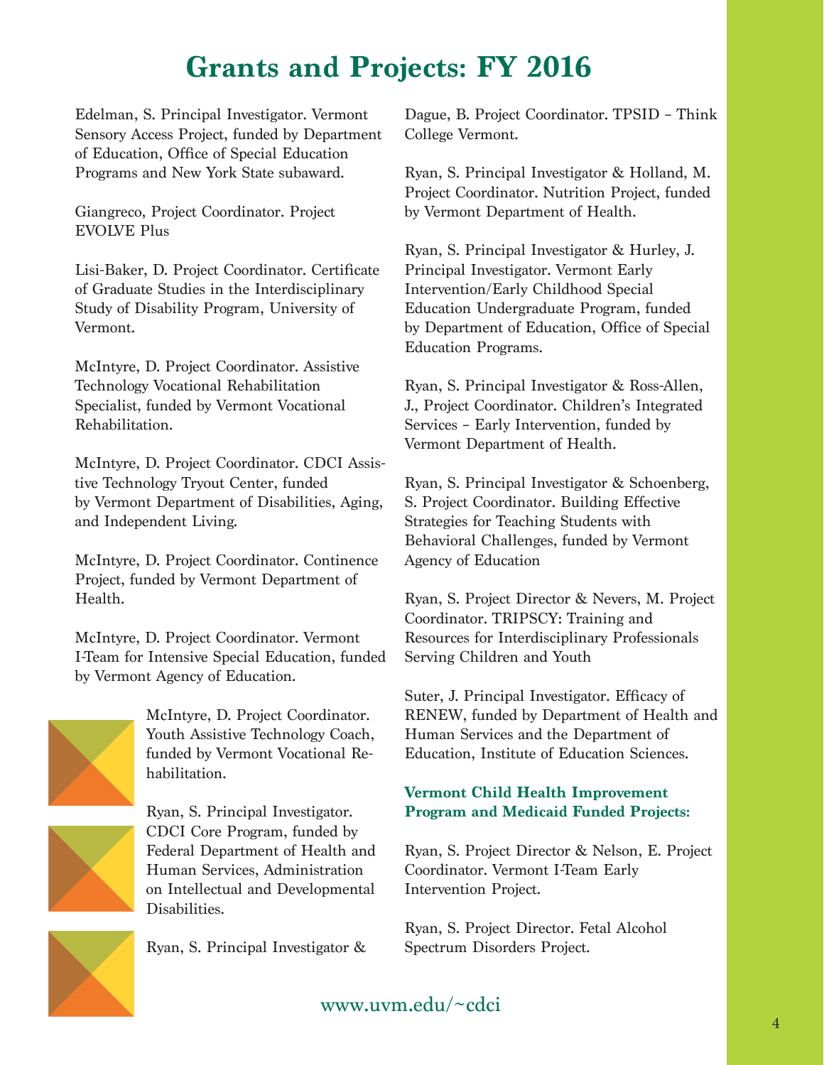# Grants and Projects: FY 2016

Edelman, S. Principal Investigator. Vermont Sensory Access Project, funded by Department of Education, Office of Special Education Programs and New York State subaward.

Giangreco, Project Coordinator. Project EVOLVE Plus

Lisi-Baker, D. Project Coordinator. Certificate of Graduate Studies in the Interdisciplinary Study of Disability Program, University of Vermont.

McIntyre, D. Project Coordinator. Assistive Technology Vocational Rehabilitation Specialist, funded by Vermont Vocational Rehabilitation.

McIntyre, D. Project Coordinator. CDCI Assistive Technology Tryout Center, funded by Vermont Department of Disabilities, Aging, and Independent Living.

McIntyre, D. Project Coordinator. Continence Project, funded by Vermont Department of Health.

McIntyre, D. Project Coordinator. Vermont I-Team for Intensive Special Education, funded by Vermont Agency of Education.

McIntyre, D. Project Coordinator. Youth Assistive Technology Coach, funded by Vermont Vocational Rehabilitation.

Ryan, S. Principal Investigator. CDCI Core Program, funded by Federal Department of Health and Human Services, Administration on Intellectual and Developmental Disabilities.

Ryan, S. Principal Investigator & Dague, B. Project Coordinator. TPSID – Think College Vermont.

Ryan, S. Principal Investigator & Holland, M. Project Coordinator. Nutrition Project, funded by Vermont Department of Health.

Ryan, S. Principal Investigator & Hurley, J. Principal Investigator. Vermont Early Intervention/Early Childhood Special Education Undergraduate Program, funded by Department of Education, Office of Special Education Programs.

Ryan, S. Principal Investigator & Ross-Allen, J., Project Coordinator. Children's Integrated Services – Early Intervention, funded by Vermont Department of Health.

Ryan, S. Principal Investigator & Schoenberg, S. Project Coordinator. Building Effective Strategies for Teaching Students with Behavioral Challenges, funded by Vermont Agency of Education

Ryan, S. Project Director & Nevers, M. Project Coordinator. TRIPSCY: Training and Resources for Interdisciplinary Professionals Serving Children and Youth

Suter, J. Principal Investigator. Efficacy of RENEW, funded by Department of Health and Human Services and the Department of Education, Institute of Education Sciences.

**Vermont Child Health Improvement Program and Medicaid Funded Projects:**

Ryan, S. Project Director & Nelson, E. Project Coordinator. Vermont I-Team Early Intervention Project.

Ryan, S. Project Director. Fetal Alcohol Spectrum Disorders Project.

www.uvm.edu/~cdci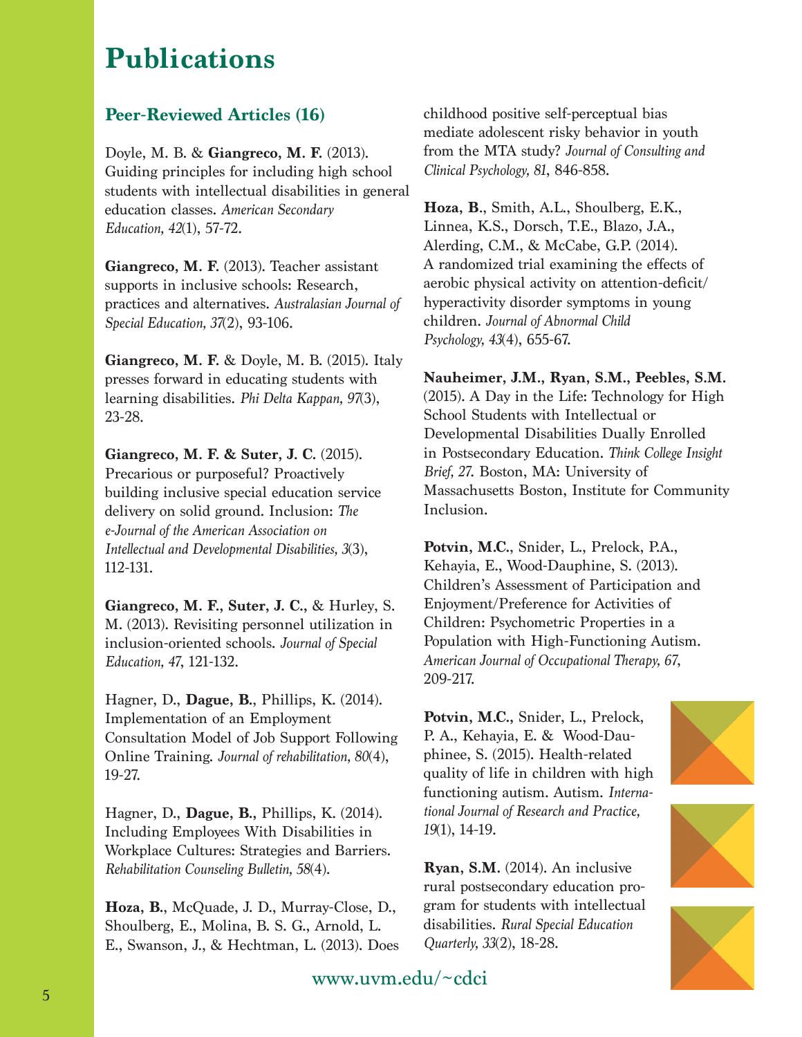# Publications

## Peer-Reviewed Articles (16)

Doyle, M. B. & **Giangreco, M. F.** (2013). Guiding principles for including high school students with intellectual disabilities in general education classes. *American Secondary Education, 42*(1), 57-72.

**Giangreco, M. F.** (2013). Teacher assistant supports in inclusive schools: Research, practices and alternatives. *Australasian Journal of Special Education, 37*(2), 93-106.

**Giangreco, M. F.** & Doyle, M. B. (2015). Italy presses forward in educating students with learning disabilities. *Phi Delta Kappan, 97*(3), 23-28.

**Giangreco, M. F. & Suter, J. C.** (2015). Precarious or purposeful? Proactively building inclusive special education service delivery on solid ground. Inclusion: *The e-Journal of the American Association on Intellectual and Developmental Disabilities, 3*(3), 112-131.

**Giangreco, M. F., Suter, J. C.,** & Hurley, S. M. (2013). Revisiting personnel utilization in inclusion-oriented schools. *Journal of Special Education, 47*, 121-132.

Hagner, D., **Dague, B.**, Phillips, K. (2014). Implementation of an Employment Consultation Model of Job Support Following Online Training. *Journal of rehabilitation, 80*(4), 19-27.

Hagner, D., **Dague, B.**, Phillips, K. (2014). Including Employees With Disabilities in Workplace Cultures: Strategies and Barriers. *Rehabilitation Counseling Bulletin, 58*(4).

**Hoza, B.**, McQuade, J. D., Murray-Close, D., Shoulberg, E., Molina, B. S. G., Arnold, L. E., Swanson, J., & Hechtman, L. (2013). Does childhood positive self-perceptual bias mediate adolescent risky behavior in youth from the MTA study? *Journal of Consulting and Clinical Psychology, 81*, 846-858.

**Hoza, B.**, Smith, A.L., Shoulberg, E.K., Linnea, K.S., Dorsch, T.E., Blazo, J.A., Alerding, C.M., & McCabe, G.P. (2014). A randomized trial examining the effects of aerobic physical activity on attention-deficit/hyperactivity disorder symptoms in young children. *Journal of Abnormal Child Psychology, 43*(4), 655-67.

**Nauheimer, J.M., Ryan, S.M., Peebles, S.M.** (2015). A Day in the Life: Technology for High School Students with Intellectual or Developmental Disabilities Dually Enrolled in Postsecondary Education. *Think College Insight Brief, 27.* Boston, MA: University of Massachusetts Boston, Institute for Community Inclusion.

**Potvin, M.C.**, Snider, L., Prelock, P.A., Kehayia, E., Wood-Dauphine, S. (2013). Children's Assessment of Participation and Enjoyment/Preference for Activities of Children: Psychometric Properties in a Population with High-Functioning Autism. *American Journal of Occupational Therapy, 67*, 209-217.

**Potvin, M.C.**, Snider, L., Prelock, P. A., Kehayia, E. & Wood-Dauphinee, S. (2015). Health-related quality of life in children with high functioning autism. Autism. *International Journal of Research and Practice, 19*(1), 14-19.

**Ryan, S.M.** (2014). An inclusive rural postsecondary education program for students with intellectual disabilities. *Rural Special Education Quarterly, 33*(2), 18-28.

www.uvm.edu/~cdci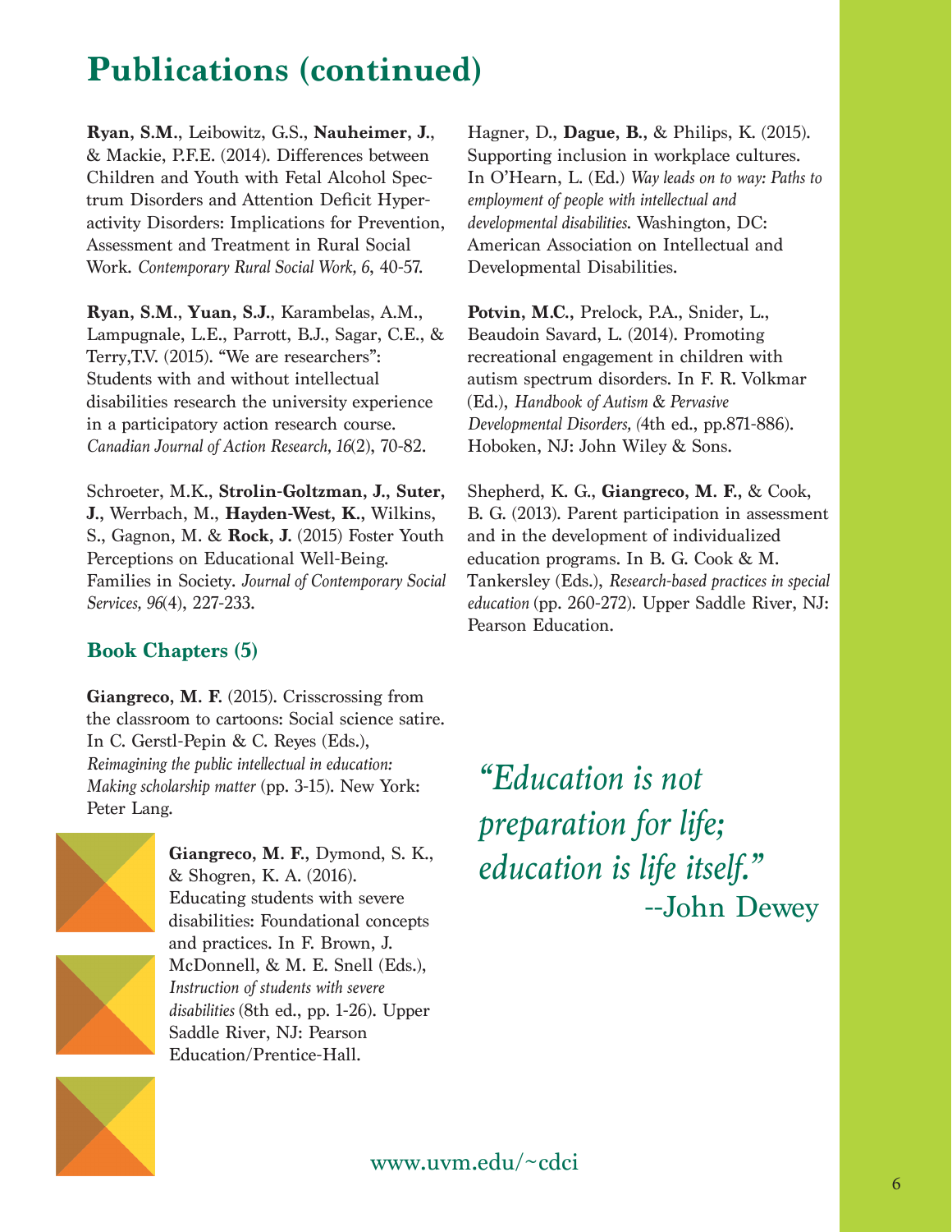# Publications (continued)

**Ryan, S.M.**, Leibowitz, G.S., **Nauheimer, J.**, & Mackie, P.F.E. (2014). Differences between Children and Youth with Fetal Alcohol Spectrum Disorders and Attention Deficit Hyperactivity Disorders: Implications for Prevention, Assessment and Treatment in Rural Social Work. *Contemporary Rural Social Work, 6*, 40-57.

**Ryan, S.M.**, **Yuan, S.J.**, Karambelas, A.M., Lampugnale, L.E., Parrott, B.J., Sagar, C.E., & Terry,T.V. (2015). "We are researchers": Students with and without intellectual disabilities research the university experience in a participatory action research course. *Canadian Journal of Action Research, 16*(2), 70-82.

Schroeter, M.K., **Strolin-Goltzman, J.**, **Suter, J.**, Werrbach, M., **Hayden-West, K.**, Wilkins, S., Gagnon, M. & **Rock, J.** (2015) Foster Youth Perceptions on Educational Well-Being. Families in Society. *Journal of Contemporary Social Services, 96*(4), 227-233.

## Book Chapters (5)

**Giangreco, M. F.** (2015). Crisscrossing from the classroom to cartoons: Social science satire. In C. Gerstl-Pepin & C. Reyes (Eds.), *Reimagining the public intellectual in education: Making scholarship matter* (pp. 3-15). New York: Peter Lang.

**Giangreco, M. F.**, Dymond, S. K., & Shogren, K. A. (2016). Educating students with severe disabilities: Foundational concepts and practices. In F. Brown, J. McDonnell, & M. E. Snell (Eds.), *Instruction of students with severe disabilities* (8th ed., pp. 1-26). Upper Saddle River, NJ: Pearson Education/Prentice-Hall.

Hagner, D., **Dague, B.**, & Philips, K. (2015). Supporting inclusion in workplace cultures. In O'Hearn, L. (Ed.) *Way leads on to way: Paths to employment of people with intellectual and developmental disabilities.* Washington, DC: American Association on Intellectual and Developmental Disabilities.

**Potvin, M.C.**, Prelock, P.A., Snider, L., Beaudoin Savard, L. (2014). Promoting recreational engagement in children with autism spectrum disorders. In F. R. Volkmar (Ed.), *Handbook of Autism & Pervasive Developmental Disorders, (*4th ed., pp.871-886). Hoboken, NJ: John Wiley & Sons.

Shepherd, K. G., **Giangreco, M. F.**, & Cook, B. G. (2013). Parent participation in assessment and in the development of individualized education programs. In B. G. Cook & M. Tankersley (Eds.), *Research-based practices in special education* (pp. 260-272). Upper Saddle River, NJ: Pearson Education.

*"Education is not preparation for life; education is life itself."*
--John Dewey

www.uvm.edu/~cdci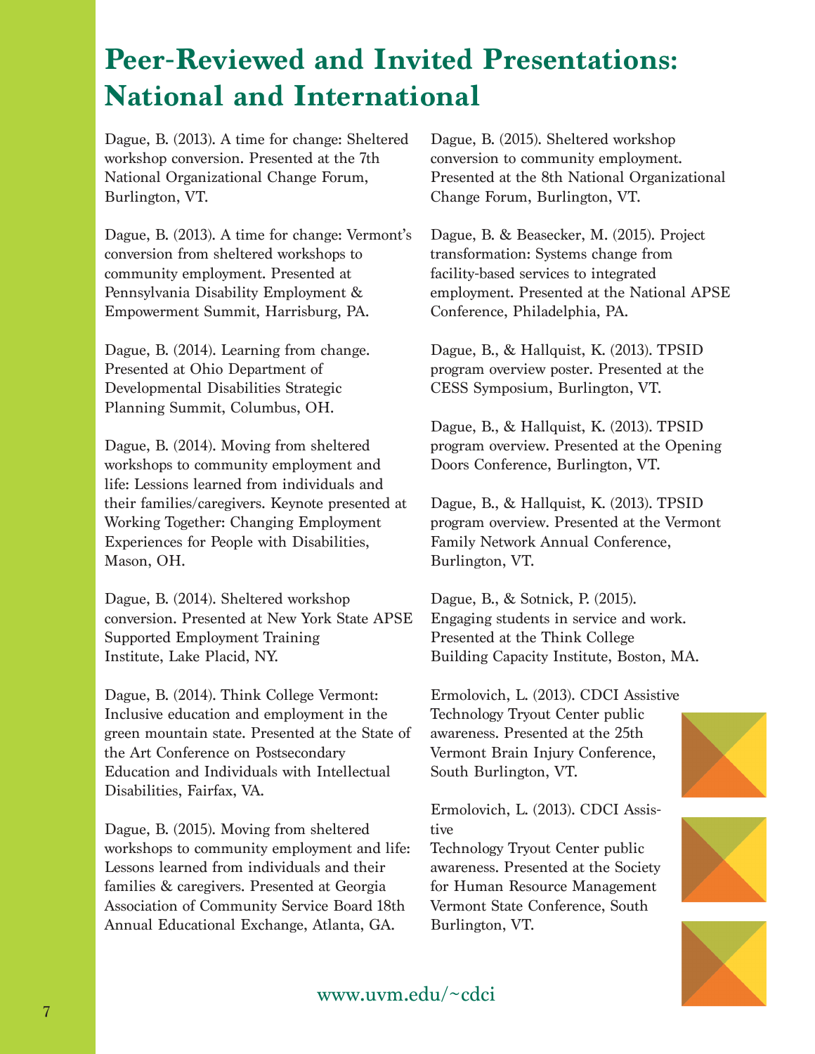# Peer-Reviewed and Invited Presentations: National and International

Dague, B. (2013). A time for change: Sheltered workshop conversion. Presented at the 7th National Organizational Change Forum, Burlington, VT.

Dague, B. (2013). A time for change: Vermont's conversion from sheltered workshops to community employment. Presented at Pennsylvania Disability Employment & Empowerment Summit, Harrisburg, PA.

Dague, B. (2014). Learning from change. Presented at Ohio Department of Developmental Disabilities Strategic Planning Summit, Columbus, OH.

Dague, B. (2014). Moving from sheltered workshops to community employment and life: Lessions learned from individuals and their families/caregivers. Keynote presented at Working Together: Changing Employment Experiences for People with Disabilities, Mason, OH.

Dague, B. (2014). Sheltered workshop conversion. Presented at New York State APSE Supported Employment Training Institute, Lake Placid, NY.

Dague, B. (2014). Think College Vermont: Inclusive education and employment in the green mountain state. Presented at the State of the Art Conference on Postsecondary Education and Individuals with Intellectual Disabilities, Fairfax, VA.

Dague, B. (2015). Moving from sheltered workshops to community employment and life: Lessons learned from individuals and their families & caregivers. Presented at Georgia Association of Community Service Board 18th Annual Educational Exchange, Atlanta, GA.

Dague, B. (2015). Sheltered workshop conversion to community employment. Presented at the 8th National Organizational Change Forum, Burlington, VT.

Dague, B. & Beasecker, M. (2015). Project transformation: Systems change from facility-based services to integrated employment. Presented at the National APSE Conference, Philadelphia, PA.

Dague, B., & Hallquist, K. (2013). TPSID program overview poster. Presented at the CESS Symposium, Burlington, VT.

Dague, B., & Hallquist, K. (2013). TPSID program overview. Presented at the Opening Doors Conference, Burlington, VT.

Dague, B., & Hallquist, K. (2013). TPSID program overview. Presented at the Vermont Family Network Annual Conference, Burlington, VT.

Dague, B., & Sotnick, P. (2015). Engaging students in service and work. Presented at the Think College Building Capacity Institute, Boston, MA.

Ermolovich, L. (2013). CDCI Assistive Technology Tryout Center public awareness. Presented at the 25th Vermont Brain Injury Conference, South Burlington, VT.

Ermolovich, L. (2013). CDCI Assistive Technology Tryout Center public awareness. Presented at the Society for Human Resource Management Vermont State Conference, South Burlington, VT.

www.uvm.edu/~cdci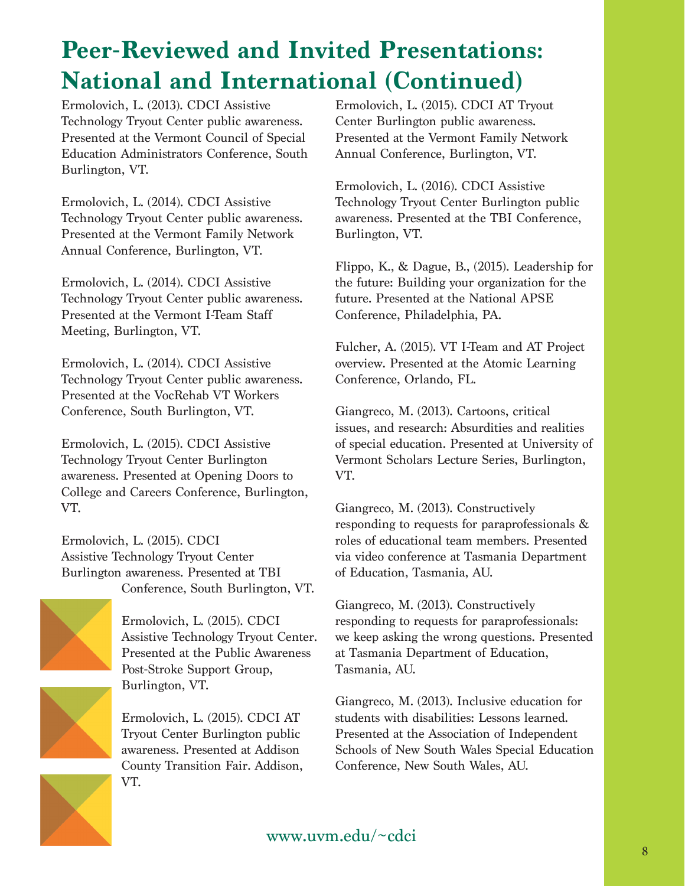# Peer-Reviewed and Invited Presentations: National and International (Continued)

Ermolovich, L. (2013). CDCI Assistive Technology Tryout Center public awareness. Presented at the Vermont Council of Special Education Administrators Conference, South Burlington, VT.

Ermolovich, L. (2014). CDCI Assistive Technology Tryout Center public awareness. Presented at the Vermont Family Network Annual Conference, Burlington, VT.

Ermolovich, L. (2014). CDCI Assistive Technology Tryout Center public awareness. Presented at the Vermont I-Team Staff Meeting, Burlington, VT.

Ermolovich, L. (2014). CDCI Assistive Technology Tryout Center public awareness. Presented at the VocRehab VT Workers Conference, South Burlington, VT.

Ermolovich, L. (2015). CDCI Assistive Technology Tryout Center Burlington awareness. Presented at Opening Doors to College and Careers Conference, Burlington, VT.

Ermolovich, L. (2015). CDCI Assistive Technology Tryout Center Burlington awareness. Presented at TBI Conference, South Burlington, VT.

Ermolovich, L. (2015). CDCI Assistive Technology Tryout Center. Presented at the Public Awareness Post-Stroke Support Group, Burlington, VT.

Ermolovich, L. (2015). CDCI AT Tryout Center Burlington public awareness. Presented at Addison County Transition Fair. Addison, VT.

Ermolovich, L. (2015). CDCI AT Tryout Center Burlington public awareness. Presented at the Vermont Family Network Annual Conference, Burlington, VT.

Ermolovich, L. (2016). CDCI Assistive Technology Tryout Center Burlington public awareness. Presented at the TBI Conference, Burlington, VT.

Flippo, K., & Dague, B., (2015). Leadership for the future: Building your organization for the future. Presented at the National APSE Conference, Philadelphia, PA.

Fulcher, A. (2015). VT I-Team and AT Project overview. Presented at the Atomic Learning Conference, Orlando, FL.

Giangreco, M. (2013). Cartoons, critical issues, and research: Absurdities and realities of special education. Presented at University of Vermont Scholars Lecture Series, Burlington, VT.

Giangreco, M. (2013). Constructively responding to requests for paraprofessionals & roles of educational team members. Presented via video conference at Tasmania Department of Education, Tasmania, AU.

Giangreco, M. (2013). Constructively responding to requests for paraprofessionals: we keep asking the wrong questions. Presented at Tasmania Department of Education, Tasmania, AU.

Giangreco, M. (2013). Inclusive education for students with disabilities: Lessons learned. Presented at the Association of Independent Schools of New South Wales Special Education Conference, New South Wales, AU.

www.uvm.edu/~cdci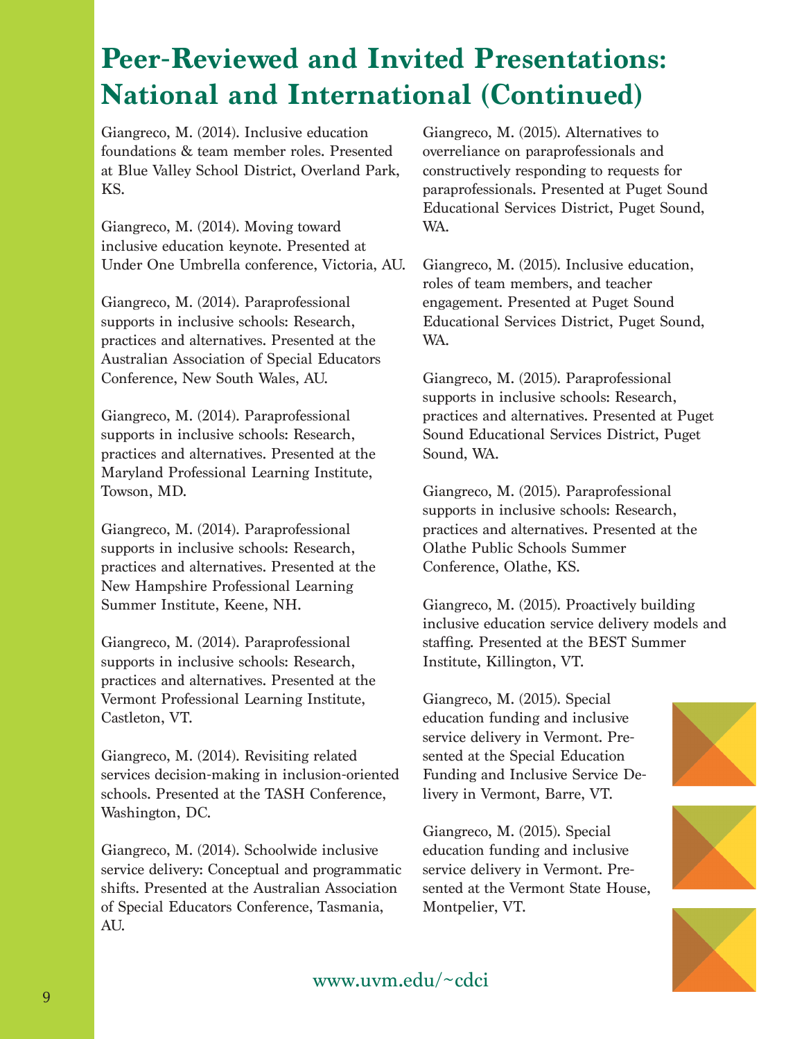# Peer-Reviewed and Invited Presentations: National and International (Continued)

Giangreco, M. (2014). Inclusive education foundations & team member roles. Presented at Blue Valley School District, Overland Park, KS.

Giangreco, M. (2014). Moving toward inclusive education keynote. Presented at Under One Umbrella conference, Victoria, AU.

Giangreco, M. (2014). Paraprofessional supports in inclusive schools: Research, practices and alternatives. Presented at the Australian Association of Special Educators Conference, New South Wales, AU.

Giangreco, M. (2014). Paraprofessional supports in inclusive schools: Research, practices and alternatives. Presented at the Maryland Professional Learning Institute, Towson, MD.

Giangreco, M. (2014). Paraprofessional supports in inclusive schools: Research, practices and alternatives. Presented at the New Hampshire Professional Learning Summer Institute, Keene, NH.

Giangreco, M. (2014). Paraprofessional supports in inclusive schools: Research, practices and alternatives. Presented at the Vermont Professional Learning Institute, Castleton, VT.

Giangreco, M. (2014). Revisiting related services decision-making in inclusion-oriented schools. Presented at the TASH Conference, Washington, DC.

Giangreco, M. (2014). Schoolwide inclusive service delivery: Conceptual and programmatic shifts. Presented at the Australian Association of Special Educators Conference, Tasmania, AU.

Giangreco, M. (2015). Alternatives to overreliance on paraprofessionals and constructively responding to requests for paraprofessionals. Presented at Puget Sound Educational Services District, Puget Sound, WA.

Giangreco, M. (2015). Inclusive education, roles of team members, and teacher engagement. Presented at Puget Sound Educational Services District, Puget Sound, WA.

Giangreco, M. (2015). Paraprofessional supports in inclusive schools: Research, practices and alternatives. Presented at Puget Sound Educational Services District, Puget Sound, WA.

Giangreco, M. (2015). Paraprofessional supports in inclusive schools: Research, practices and alternatives. Presented at the Olathe Public Schools Summer Conference, Olathe, KS.

Giangreco, M. (2015). Proactively building inclusive education service delivery models and staffing. Presented at the BEST Summer Institute, Killington, VT.

Giangreco, M. (2015). Special education funding and inclusive service delivery in Vermont. Presented at the Special Education Funding and Inclusive Service Delivery in Vermont, Barre, VT.

Giangreco, M. (2015). Special education funding and inclusive service delivery in Vermont. Presented at the Vermont State House, Montpelier, VT.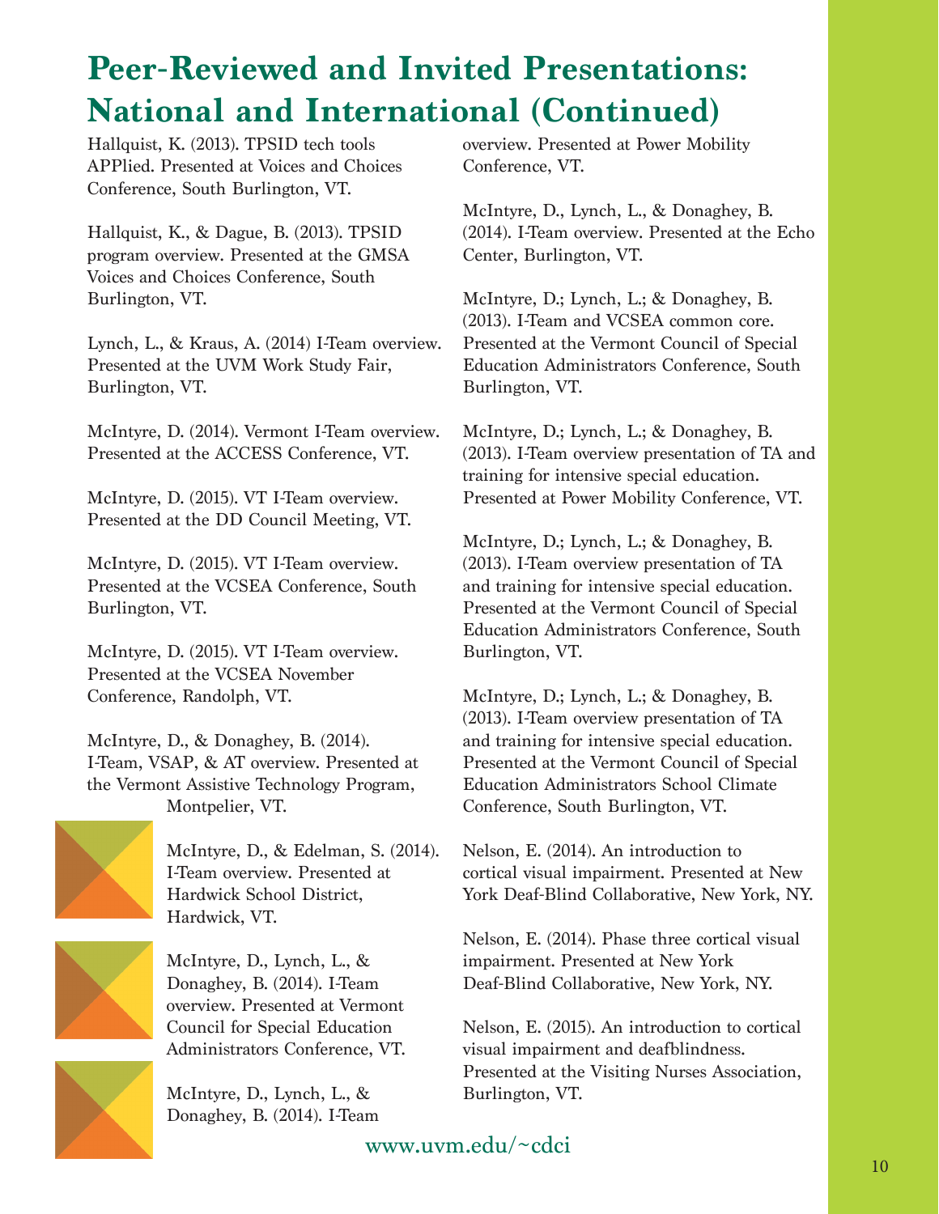# Peer-Reviewed and Invited Presentations: National and International (Continued)

Hallquist, K. (2013). TPSID tech tools APPlied. Presented at Voices and Choices Conference, South Burlington, VT.

Hallquist, K., & Dague, B. (2013). TPSID program overview. Presented at the GMSA Voices and Choices Conference, South Burlington, VT.

Lynch, L., & Kraus, A. (2014) I-Team overview. Presented at the UVM Work Study Fair, Burlington, VT.

McIntyre, D. (2014). Vermont I-Team overview. Presented at the ACCESS Conference, VT.

McIntyre, D. (2015). VT I-Team overview. Presented at the DD Council Meeting, VT.

McIntyre, D. (2015). VT I-Team overview. Presented at the VCSEA Conference, South Burlington, VT.

McIntyre, D. (2015). VT I-Team overview. Presented at the VCSEA November Conference, Randolph, VT.

McIntyre, D., & Donaghey, B. (2014). I-Team, VSAP, & AT overview. Presented at the Vermont Assistive Technology Program, Montpelier, VT.

McIntyre, D., & Edelman, S. (2014). I-Team overview. Presented at Hardwick School District, Hardwick, VT.

McIntyre, D., Lynch, L., & Donaghey, B. (2014). I-Team overview. Presented at Vermont Council for Special Education Administrators Conference, VT.

McIntyre, D., Lynch, L., & Donaghey, B. (2014). I-Team overview. Presented at Power Mobility Conference, VT.

McIntyre, D., Lynch, L., & Donaghey, B. (2014). I-Team overview. Presented at the Echo Center, Burlington, VT.

McIntyre, D.; Lynch, L.; & Donaghey, B. (2013). I-Team and VCSEA common core. Presented at the Vermont Council of Special Education Administrators Conference, South Burlington, VT.

McIntyre, D.; Lynch, L.; & Donaghey, B. (2013). I-Team overview presentation of TA and training for intensive special education. Presented at Power Mobility Conference, VT.

McIntyre, D.; Lynch, L.; & Donaghey, B. (2013). I-Team overview presentation of TA and training for intensive special education. Presented at the Vermont Council of Special Education Administrators Conference, South Burlington, VT.

McIntyre, D.; Lynch, L.; & Donaghey, B. (2013). I-Team overview presentation of TA and training for intensive special education. Presented at the Vermont Council of Special Education Administrators School Climate Conference, South Burlington, VT.

Nelson, E. (2014). An introduction to cortical visual impairment. Presented at New York Deaf-Blind Collaborative, New York, NY.

Nelson, E. (2014). Phase three cortical visual impairment. Presented at New York Deaf-Blind Collaborative, New York, NY.

Nelson, E. (2015). An introduction to cortical visual impairment and deafblindness. Presented at the Visiting Nurses Association, Burlington, VT.

www.uvm.edu/~cdci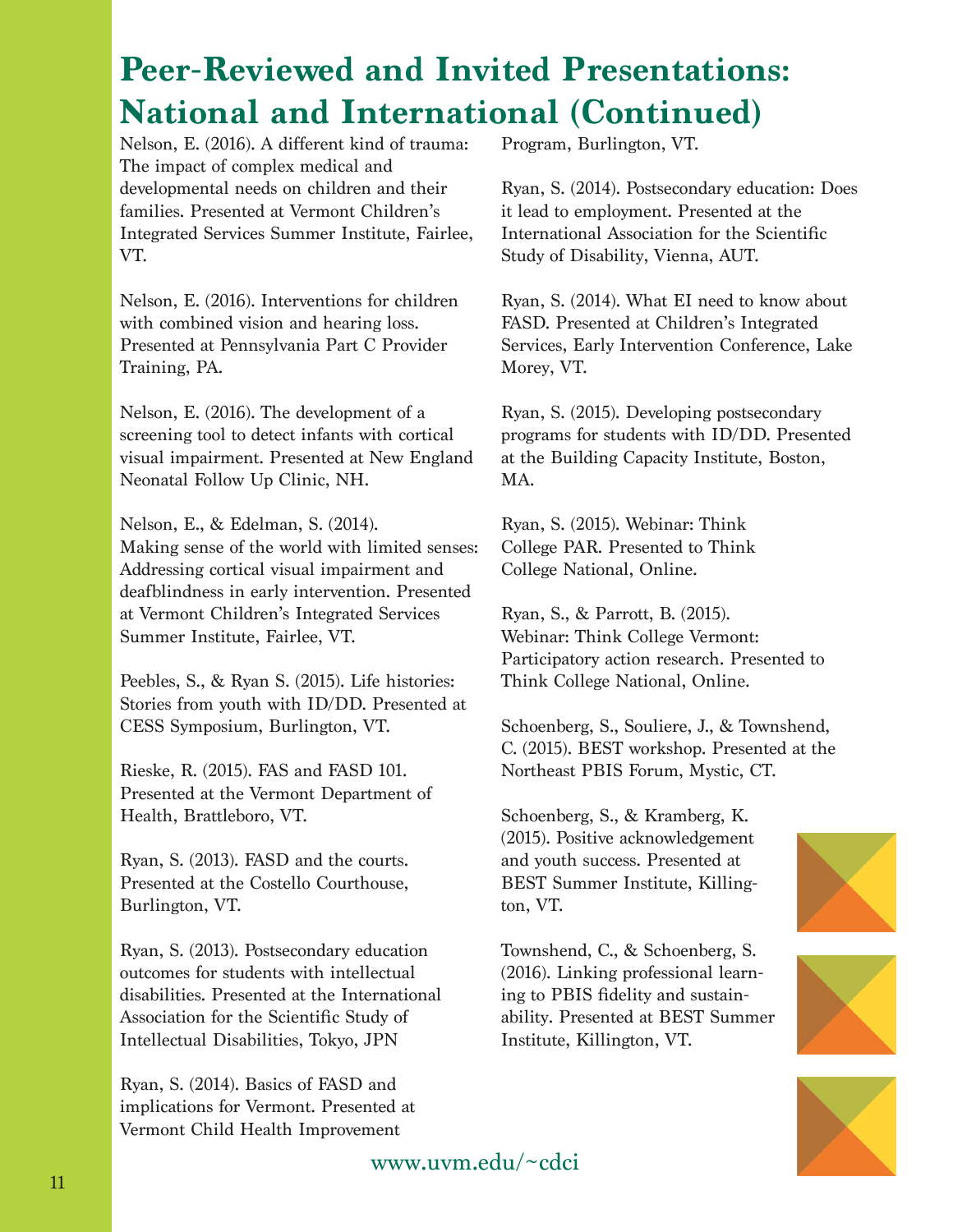# Peer-Reviewed and Invited Presentations: National and International (Continued)

Nelson, E. (2016). A different kind of trauma: The impact of complex medical and developmental needs on children and their families. Presented at Vermont Children's Integrated Services Summer Institute, Fairlee, VT.

Nelson, E. (2016). Interventions for children with combined vision and hearing loss. Presented at Pennsylvania Part C Provider Training, PA.

Nelson, E. (2016). The development of a screening tool to detect infants with cortical visual impairment. Presented at New England Neonatal Follow Up Clinic, NH.

Nelson, E., & Edelman, S. (2014). Making sense of the world with limited senses: Addressing cortical visual impairment and deafblindness in early intervention. Presented at Vermont Children's Integrated Services Summer Institute, Fairlee, VT.

Peebles, S., & Ryan S. (2015). Life histories: Stories from youth with ID/DD. Presented at CESS Symposium, Burlington, VT.

Rieske, R. (2015). FAS and FASD 101. Presented at the Vermont Department of Health, Brattleboro, VT.

Ryan, S. (2013). FASD and the courts. Presented at the Costello Courthouse, Burlington, VT.

Ryan, S. (2013). Postsecondary education outcomes for students with intellectual disabilities. Presented at the International Association for the Scientific Study of Intellectual Disabilities, Tokyo, JPN

Ryan, S. (2014). Basics of FASD and implications for Vermont. Presented at Vermont Child Health Improvement Program, Burlington, VT.

Ryan, S. (2014). Postsecondary education: Does it lead to employment. Presented at the International Association for the Scientific Study of Disability, Vienna, AUT.

Ryan, S. (2014). What EI need to know about FASD. Presented at Children's Integrated Services, Early Intervention Conference, Lake Morey, VT.

Ryan, S. (2015). Developing postsecondary programs for students with ID/DD. Presented at the Building Capacity Institute, Boston, MA.

Ryan, S. (2015). Webinar: Think College PAR. Presented to Think College National, Online.

Ryan, S., & Parrott, B. (2015). Webinar: Think College Vermont: Participatory action research. Presented to Think College National, Online.

Schoenberg, S., Souliere, J., & Townshend, C. (2015). BEST workshop. Presented at the Northeast PBIS Forum, Mystic, CT.

Schoenberg, S., & Kramberg, K. (2015). Positive acknowledgement and youth success. Presented at BEST Summer Institute, Killington, VT.

Townshend, C., & Schoenberg, S. (2016). Linking professional learning to PBIS fidelity and sustainability. Presented at BEST Summer Institute, Killington, VT.

www.uvm.edu/~cdci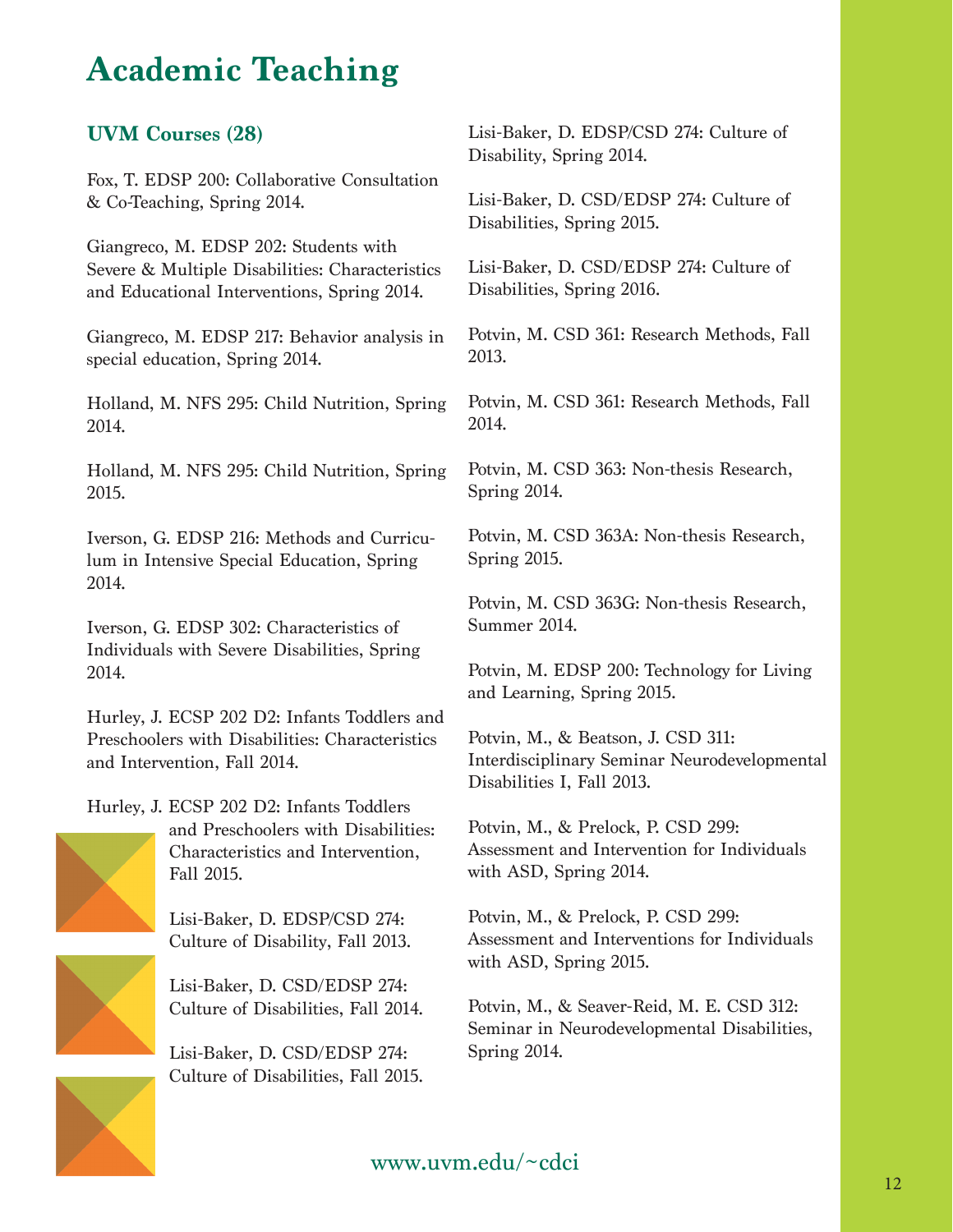# Academic Teaching

## UVM Courses (28)

Fox, T. EDSP 200: Collaborative Consultation & Co-Teaching, Spring 2014.

Giangreco, M. EDSP 202: Students with Severe & Multiple Disabilities: Characteristics and Educational Interventions, Spring 2014.

Giangreco, M. EDSP 217: Behavior analysis in special education, Spring 2014.

Holland, M. NFS 295: Child Nutrition, Spring 2014.

Holland, M. NFS 295: Child Nutrition, Spring 2015.

Iverson, G. EDSP 216: Methods and Curriculum in Intensive Special Education, Spring 2014.

Iverson, G. EDSP 302: Characteristics of Individuals with Severe Disabilities, Spring 2014.

Hurley, J. ECSP 202 D2: Infants Toddlers and Preschoolers with Disabilities: Characteristics and Intervention, Fall 2014.

Hurley, J. ECSP 202 D2: Infants Toddlers and Preschoolers with Disabilities: Characteristics and Intervention, Fall 2015.

Lisi-Baker, D. EDSP/CSD 274: Culture of Disability, Fall 2013.

Lisi-Baker, D. CSD/EDSP 274: Culture of Disabilities, Fall 2014.

Lisi-Baker, D. CSD/EDSP 274: Culture of Disabilities, Fall 2015.

Lisi-Baker, D. EDSP/CSD 274: Culture of Disability, Spring 2014.

Lisi-Baker, D. CSD/EDSP 274: Culture of Disabilities, Spring 2015.

Lisi-Baker, D. CSD/EDSP 274: Culture of Disabilities, Spring 2016.

Potvin, M. CSD 361: Research Methods, Fall 2013.

Potvin, M. CSD 361: Research Methods, Fall 2014.

Potvin, M. CSD 363: Non-thesis Research, Spring 2014.

Potvin, M. CSD 363A: Non-thesis Research, Spring 2015.

Potvin, M. CSD 363G: Non-thesis Research, Summer 2014.

Potvin, M. EDSP 200: Technology for Living and Learning, Spring 2015.

Potvin, M., & Beatson, J. CSD 311: Interdisciplinary Seminar Neurodevelopmental Disabilities I, Fall 2013.

Potvin, M., & Prelock, P. CSD 299: Assessment and Intervention for Individuals with ASD, Spring 2014.

Potvin, M., & Prelock, P. CSD 299: Assessment and Interventions for Individuals with ASD, Spring 2015.

Potvin, M., & Seaver-Reid, M. E. CSD 312: Seminar in Neurodevelopmental Disabilities, Spring 2014.

www.uvm.edu/~cdci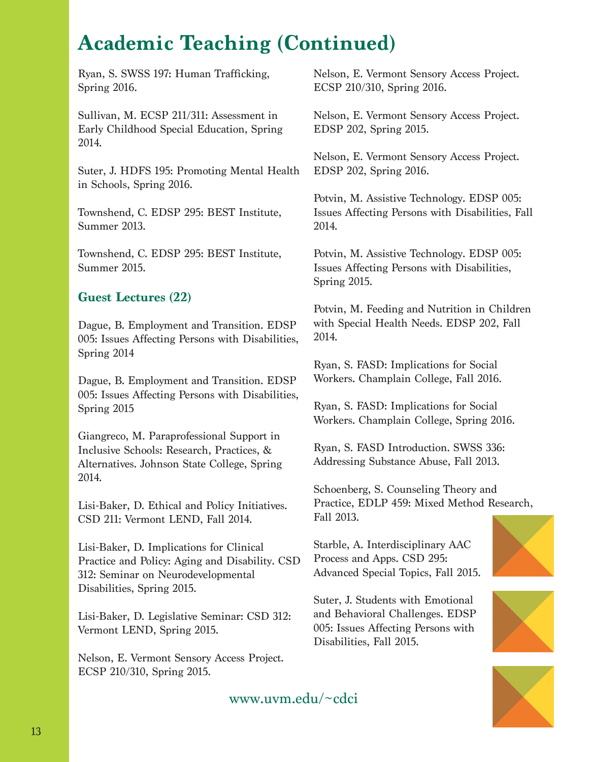# Academic Teaching (Continued)

Ryan, S. SWSS 197: Human Trafficking, Spring 2016.

Sullivan, M. ECSP 211/311: Assessment in Early Childhood Special Education, Spring 2014.

Suter, J. HDFS 195: Promoting Mental Health in Schools, Spring 2016.

Townshend, C. EDSP 295: BEST Institute, Summer 2013.

Townshend, C. EDSP 295: BEST Institute, Summer 2015.

### Guest Lectures (22)

Dague, B. Employment and Transition. EDSP 005: Issues Affecting Persons with Disabilities, Spring 2014

Dague, B. Employment and Transition. EDSP 005: Issues Affecting Persons with Disabilities, Spring 2015

Giangreco, M. Paraprofessional Support in Inclusive Schools: Research, Practices, & Alternatives. Johnson State College, Spring 2014.

Lisi-Baker, D. Ethical and Policy Initiatives. CSD 211: Vermont LEND, Fall 2014.

Lisi-Baker, D. Implications for Clinical Practice and Policy: Aging and Disability. CSD 312: Seminar on Neurodevelopmental Disabilities, Spring 2015.

Lisi-Baker, D. Legislative Seminar: CSD 312: Vermont LEND, Spring 2015.

Nelson, E. Vermont Sensory Access Project. ECSP 210/310, Spring 2015.

Nelson, E. Vermont Sensory Access Project. ECSP 210/310, Spring 2016.

Nelson, E. Vermont Sensory Access Project. EDSP 202, Spring 2015.

Nelson, E. Vermont Sensory Access Project. EDSP 202, Spring 2016.

Potvin, M. Assistive Technology. EDSP 005: Issues Affecting Persons with Disabilities, Fall 2014.

Potvin, M. Assistive Technology. EDSP 005: Issues Affecting Persons with Disabilities, Spring 2015.

Potvin, M. Feeding and Nutrition in Children with Special Health Needs. EDSP 202, Fall 2014.

Ryan, S. FASD: Implications for Social Workers. Champlain College, Fall 2016.

Ryan, S. FASD: Implications for Social Workers. Champlain College, Spring 2016.

Ryan, S. FASD Introduction. SWSS 336: Addressing Substance Abuse, Fall 2013.

Schoenberg, S. Counseling Theory and Practice, EDLP 459: Mixed Method Research, Fall 2013.

Starble, A. Interdisciplinary AAC Process and Apps. CSD 295: Advanced Special Topics, Fall 2015.

Suter, J. Students with Emotional and Behavioral Challenges. EDSP 005: Issues Affecting Persons with Disabilities, Fall 2015.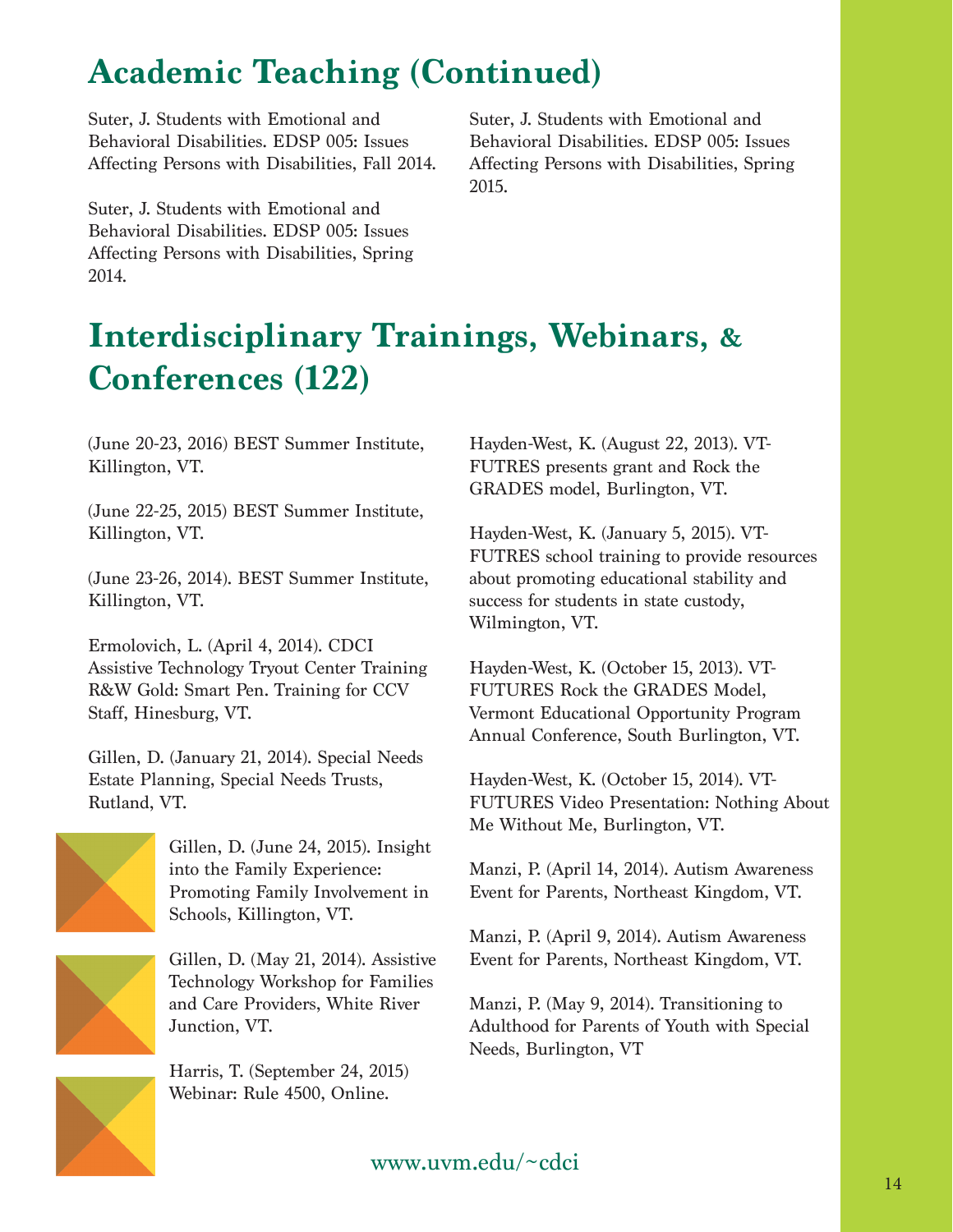# Academic Teaching (Continued)

Suter, J. Students with Emotional and Behavioral Disabilities. EDSP 005: Issues Affecting Persons with Disabilities, Fall 2014.

Suter, J. Students with Emotional and Behavioral Disabilities. EDSP 005: Issues Affecting Persons with Disabilities, Spring 2014.

Suter, J. Students with Emotional and Behavioral Disabilities. EDSP 005: Issues Affecting Persons with Disabilities, Spring 2015.

# Interdisciplinary Trainings, Webinars, & Conferences (122)

(June 20-23, 2016) BEST Summer Institute, Killington, VT.

(June 22-25, 2015) BEST Summer Institute, Killington, VT.

(June 23-26, 2014). BEST Summer Institute, Killington, VT.

Ermolovich, L. (April 4, 2014). CDCI Assistive Technology Tryout Center Training R&W Gold: Smart Pen. Training for CCV Staff, Hinesburg, VT.

Gillen, D. (January 21, 2014). Special Needs Estate Planning, Special Needs Trusts, Rutland, VT.

Gillen, D. (June 24, 2015). Insight into the Family Experience: Promoting Family Involvement in Schools, Killington, VT.

Gillen, D. (May 21, 2014). Assistive Technology Workshop for Families and Care Providers, White River Junction, VT.

Harris, T. (September 24, 2015) Webinar: Rule 4500, Online.

Hayden-West, K. (August 22, 2013). VT-FUTRES presents grant and Rock the GRADES model, Burlington, VT.

Hayden-West, K. (January 5, 2015). VT-FUTRES school training to provide resources about promoting educational stability and success for students in state custody, Wilmington, VT.

Hayden-West, K. (October 15, 2013). VT-FUTURES Rock the GRADES Model, Vermont Educational Opportunity Program Annual Conference, South Burlington, VT.

Hayden-West, K. (October 15, 2014). VT-FUTURES Video Presentation: Nothing About Me Without Me, Burlington, VT.

Manzi, P. (April 14, 2014). Autism Awareness Event for Parents, Northeast Kingdom, VT.

Manzi, P. (April 9, 2014). Autism Awareness Event for Parents, Northeast Kingdom, VT.

Manzi, P. (May 9, 2014). Transitioning to Adulthood for Parents of Youth with Special Needs, Burlington, VT

www.uvm.edu/~cdci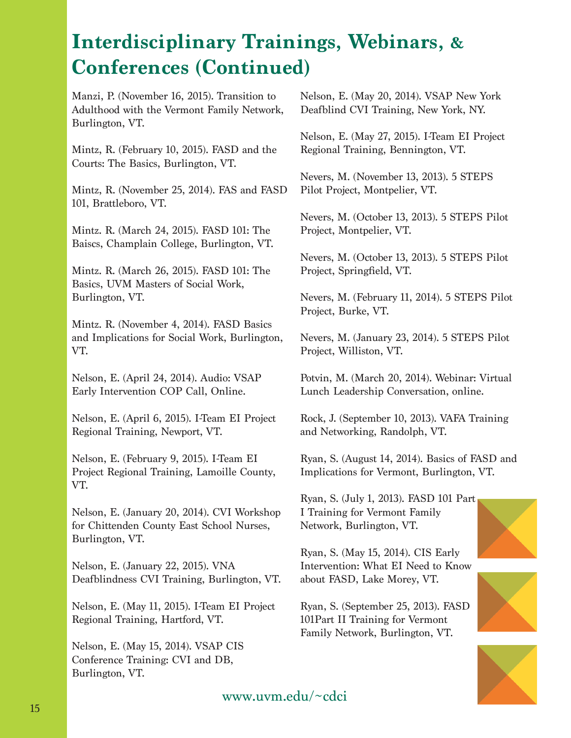# Interdisciplinary Trainings, Webinars, & Conferences (Continued)

Manzi, P. (November 16, 2015). Transition to Adulthood with the Vermont Family Network, Burlington, VT.

Mintz, R. (February 10, 2015). FASD and the Courts: The Basics, Burlington, VT.

Mintz, R. (November 25, 2014). FAS and FASD 101, Brattleboro, VT.

Mintz. R. (March 24, 2015). FASD 101: The Baiscs, Champlain College, Burlington, VT.

Mintz. R. (March 26, 2015). FASD 101: The Basics, UVM Masters of Social Work, Burlington, VT.

Mintz. R. (November 4, 2014). FASD Basics and Implications for Social Work, Burlington, VT.

Nelson, E. (April 24, 2014). Audio: VSAP Early Intervention COP Call, Online.

Nelson, E. (April 6, 2015). I-Team EI Project Regional Training, Newport, VT.

Nelson, E. (February 9, 2015). I-Team EI Project Regional Training, Lamoille County, VT.

Nelson, E. (January 20, 2014). CVI Workshop for Chittenden County East School Nurses, Burlington, VT.

Nelson, E. (January 22, 2015). VNA Deafblindness CVI Training, Burlington, VT.

Nelson, E. (May 11, 2015). I-Team EI Project Regional Training, Hartford, VT.

Nelson, E. (May 15, 2014). VSAP CIS Conference Training: CVI and DB, Burlington, VT.

Nelson, E. (May 20, 2014). VSAP New York Deafblind CVI Training, New York, NY.

Nelson, E. (May 27, 2015). I-Team EI Project Regional Training, Bennington, VT.

Nevers, M. (November 13, 2013). 5 STEPS Pilot Project, Montpelier, VT.

Nevers, M. (October 13, 2013). 5 STEPS Pilot Project, Montpelier, VT.

Nevers, M. (October 13, 2013). 5 STEPS Pilot Project, Springfield, VT.

Nevers, M. (February 11, 2014). 5 STEPS Pilot Project, Burke, VT.

Nevers, M. (January 23, 2014). 5 STEPS Pilot Project, Williston, VT.

Potvin, M. (March 20, 2014). Webinar: Virtual Lunch Leadership Conversation, online.

Rock, J. (September 10, 2013). VAFA Training and Networking, Randolph, VT.

Ryan, S. (August 14, 2014). Basics of FASD and Implications for Vermont, Burlington, VT.

Ryan, S. (July 1, 2013). FASD 101 Part I Training for Vermont Family Network, Burlington, VT.

Ryan, S. (May 15, 2014). CIS Early Intervention: What EI Need to Know about FASD, Lake Morey, VT.

Ryan, S. (September 25, 2013). FASD 101Part II Training for Vermont Family Network, Burlington, VT.

www.uvm.edu/~cdci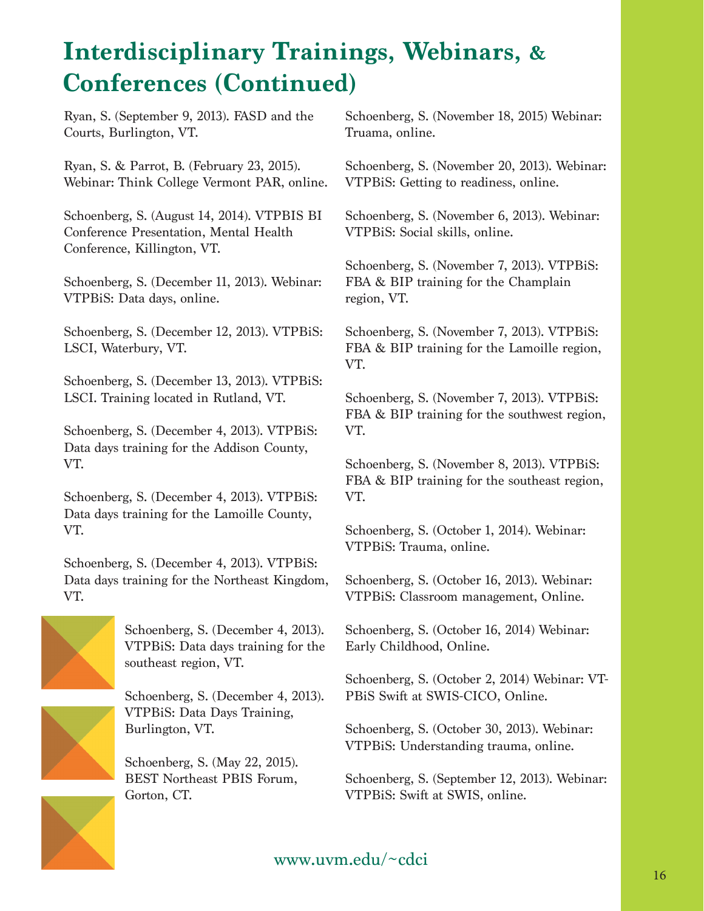# Interdisciplinary Trainings, Webinars, & Conferences (Continued)

Ryan, S. (September 9, 2013). FASD and the Courts, Burlington, VT.

Ryan, S. & Parrot, B. (February 23, 2015). Webinar: Think College Vermont PAR, online.

Schoenberg, S. (August 14, 2014). VTPBIS BI Conference Presentation, Mental Health Conference, Killington, VT.

Schoenberg, S. (December 11, 2013). Webinar: VTPBiS: Data days, online.

Schoenberg, S. (December 12, 2013). VTPBiS: LSCI, Waterbury, VT.

Schoenberg, S. (December 13, 2013). VTPBiS: LSCI. Training located in Rutland, VT.

Schoenberg, S. (December 4, 2013). VTPBiS: Data days training for the Addison County, VT.

Schoenberg, S. (December 4, 2013). VTPBiS: Data days training for the Lamoille County, VT.

Schoenberg, S. (December 4, 2013). VTPBiS: Data days training for the Northeast Kingdom, VT.

Schoenberg, S. (December 4, 2013). VTPBiS: Data days training for the southeast region, VT.

Schoenberg, S. (December 4, 2013). VTPBiS: Data Days Training, Burlington, VT.

Schoenberg, S. (May 22, 2015). BEST Northeast PBIS Forum, Gorton, CT.

Schoenberg, S. (November 18, 2015) Webinar: Truama, online.

Schoenberg, S. (November 20, 2013). Webinar: VTPBiS: Getting to readiness, online.

Schoenberg, S. (November 6, 2013). Webinar: VTPBiS: Social skills, online.

Schoenberg, S. (November 7, 2013). VTPBiS: FBA & BIP training for the Champlain region, VT.

Schoenberg, S. (November 7, 2013). VTPBiS: FBA & BIP training for the Lamoille region, VT.

Schoenberg, S. (November 7, 2013). VTPBiS: FBA & BIP training for the southwest region, VT.

Schoenberg, S. (November 8, 2013). VTPBiS: FBA & BIP training for the southeast region, VT.

Schoenberg, S. (October 1, 2014). Webinar: VTPBiS: Trauma, online.

Schoenberg, S. (October 16, 2013). Webinar: VTPBiS: Classroom management, Online.

Schoenberg, S. (October 16, 2014) Webinar: Early Childhood, Online.

Schoenberg, S. (October 2, 2014) Webinar: VT-PBiS Swift at SWIS-CICO, Online.

Schoenberg, S. (October 30, 2013). Webinar: VTPBiS: Understanding trauma, online.

Schoenberg, S. (September 12, 2013). Webinar: VTPBiS: Swift at SWIS, online.

www.uvm.edu/~cdci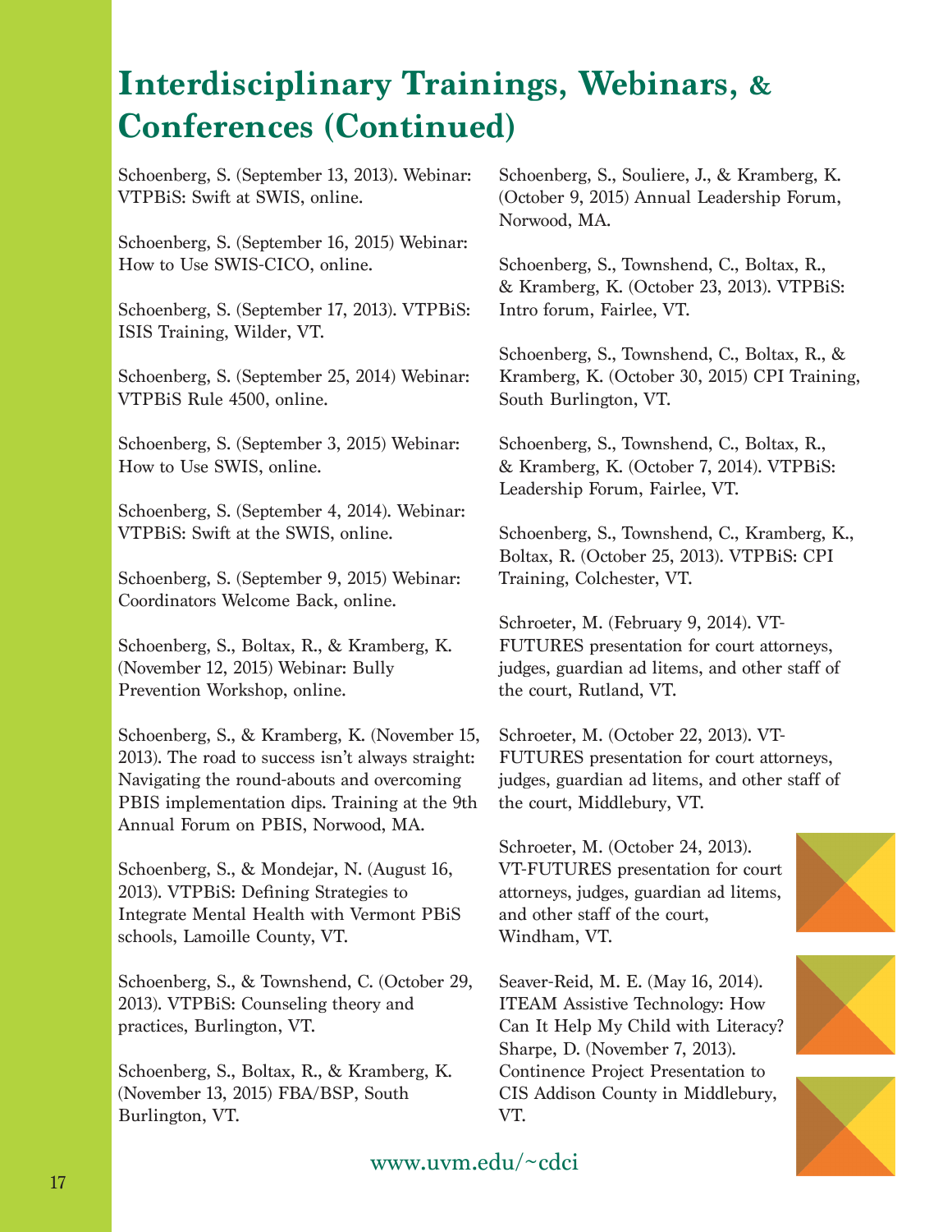# Interdisciplinary Trainings, Webinars, & Conferences (Continued)

Schoenberg, S. (September 13, 2013). Webinar: VTPBiS: Swift at SWIS, online.

Schoenberg, S. (September 16, 2015) Webinar: How to Use SWIS-CICO, online.

Schoenberg, S. (September 17, 2013). VTPBiS: ISIS Training, Wilder, VT.

Schoenberg, S. (September 25, 2014) Webinar: VTPBiS Rule 4500, online.

Schoenberg, S. (September 3, 2015) Webinar: How to Use SWIS, online.

Schoenberg, S. (September 4, 2014). Webinar: VTPBiS: Swift at the SWIS, online.

Schoenberg, S. (September 9, 2015) Webinar: Coordinators Welcome Back, online.

Schoenberg, S., Boltax, R., & Kramberg, K. (November 12, 2015) Webinar: Bully Prevention Workshop, online.

Schoenberg, S., & Kramberg, K. (November 15, 2013). The road to success isn't always straight: Navigating the round-abouts and overcoming PBIS implementation dips. Training at the 9th Annual Forum on PBIS, Norwood, MA.

Schoenberg, S., & Mondejar, N. (August 16, 2013). VTPBiS: Defining Strategies to Integrate Mental Health with Vermont PBiS schools, Lamoille County, VT.

Schoenberg, S., & Townshend, C. (October 29, 2013). VTPBiS: Counseling theory and practices, Burlington, VT.

Schoenberg, S., Boltax, R., & Kramberg, K. (November 13, 2015) FBA/BSP, South Burlington, VT.

Schoenberg, S., Souliere, J., & Kramberg, K. (October 9, 2015) Annual Leadership Forum, Norwood, MA.

Schoenberg, S., Townshend, C., Boltax, R., & Kramberg, K. (October 23, 2013). VTPBiS: Intro forum, Fairlee, VT.

Schoenberg, S., Townshend, C., Boltax, R., & Kramberg, K. (October 30, 2015) CPI Training, South Burlington, VT.

Schoenberg, S., Townshend, C., Boltax, R., & Kramberg, K. (October 7, 2014). VTPBiS: Leadership Forum, Fairlee, VT.

Schoenberg, S., Townshend, C., Kramberg, K., Boltax, R. (October 25, 2013). VTPBiS: CPI Training, Colchester, VT.

Schroeter, M. (February 9, 2014). VT-FUTURES presentation for court attorneys, judges, guardian ad litems, and other staff of the court, Rutland, VT.

Schroeter, M. (October 22, 2013). VT-FUTURES presentation for court attorneys, judges, guardian ad litems, and other staff of the court, Middlebury, VT.

Schroeter, M. (October 24, 2013). VT-FUTURES presentation for court attorneys, judges, guardian ad litems, and other staff of the court, Windham, VT.

Seaver-Reid, M. E. (May 16, 2014). ITEAM Assistive Technology: How Can It Help My Child with Literacy?

Sharpe, D. (November 7, 2013). Continence Project Presentation to CIS Addison County in Middlebury, VT.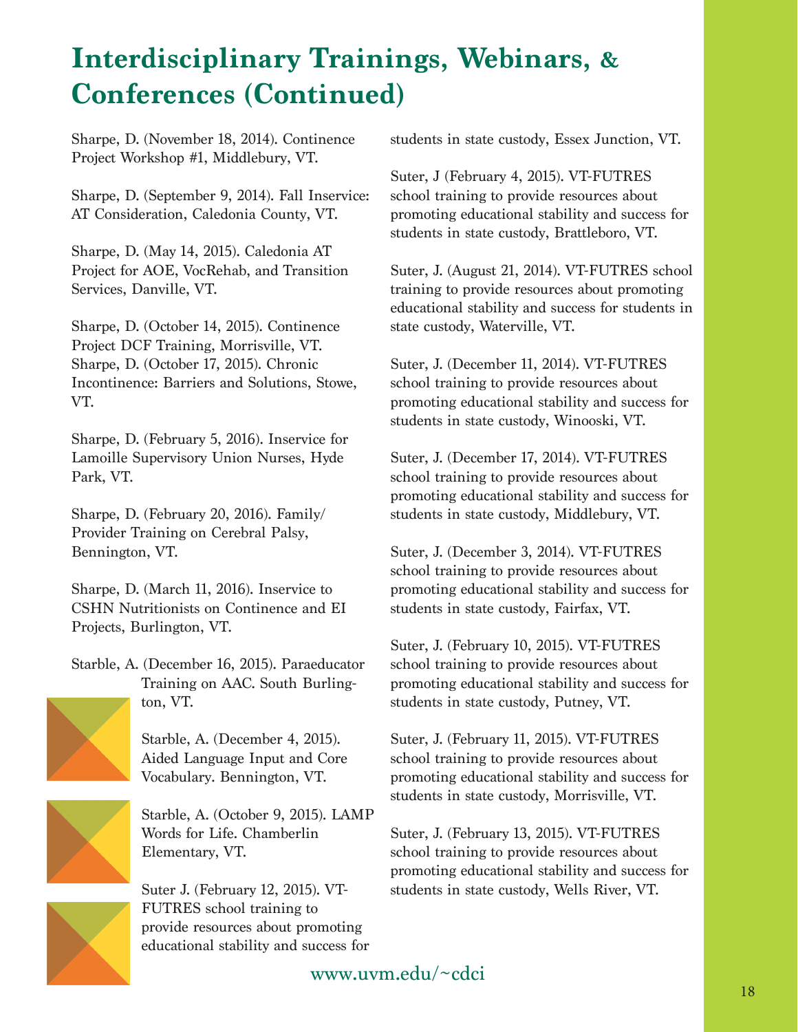# Interdisciplinary Trainings, Webinars, & Conferences (Continued)

Sharpe, D. (November 18, 2014). Continence Project Workshop #1, Middlebury, VT.

Sharpe, D. (September 9, 2014). Fall Inservice: AT Consideration, Caledonia County, VT.

Sharpe, D. (May 14, 2015). Caledonia AT Project for AOE, VocRehab, and Transition Services, Danville, VT.

Sharpe, D. (October 14, 2015). Continence Project DCF Training, Morrisville, VT.
Sharpe, D. (October 17, 2015). Chronic Incontinence: Barriers and Solutions, Stowe, VT.

Sharpe, D. (February 5, 2016). Inservice for Lamoille Supervisory Union Nurses, Hyde Park, VT.

Sharpe, D. (February 20, 2016). Family/Provider Training on Cerebral Palsy, Bennington, VT.

Sharpe, D. (March 11, 2016). Inservice to CSHN Nutritionists on Continence and EI Projects, Burlington, VT.

Starble, A. (December 16, 2015). Paraeducator Training on AAC. South Burlington, VT.

Starble, A. (December 4, 2015). Aided Language Input and Core Vocabulary. Bennington, VT.

Starble, A. (October 9, 2015). LAMP Words for Life. Chamberlin Elementary, VT.

Suter J. (February 12, 2015). VT-FUTRES school training to provide resources about promoting educational stability and success for students in state custody, Essex Junction, VT.

Suter, J (February 4, 2015). VT-FUTRES school training to provide resources about promoting educational stability and success for students in state custody, Brattleboro, VT.

Suter, J. (August 21, 2014). VT-FUTRES school training to provide resources about promoting educational stability and success for students in state custody, Waterville, VT.

Suter, J. (December 11, 2014). VT-FUTRES school training to provide resources about promoting educational stability and success for students in state custody, Winooski, VT.

Suter, J. (December 17, 2014). VT-FUTRES school training to provide resources about promoting educational stability and success for students in state custody, Middlebury, VT.

Suter, J. (December 3, 2014). VT-FUTRES school training to provide resources about promoting educational stability and success for students in state custody, Fairfax, VT.

Suter, J. (February 10, 2015). VT-FUTRES school training to provide resources about promoting educational stability and success for students in state custody, Putney, VT.

Suter, J. (February 11, 2015). VT-FUTRES school training to provide resources about promoting educational stability and success for students in state custody, Morrisville, VT.

Suter, J. (February 13, 2015). VT-FUTRES school training to provide resources about promoting educational stability and success for students in state custody, Wells River, VT.

www.uvm.edu/~cdci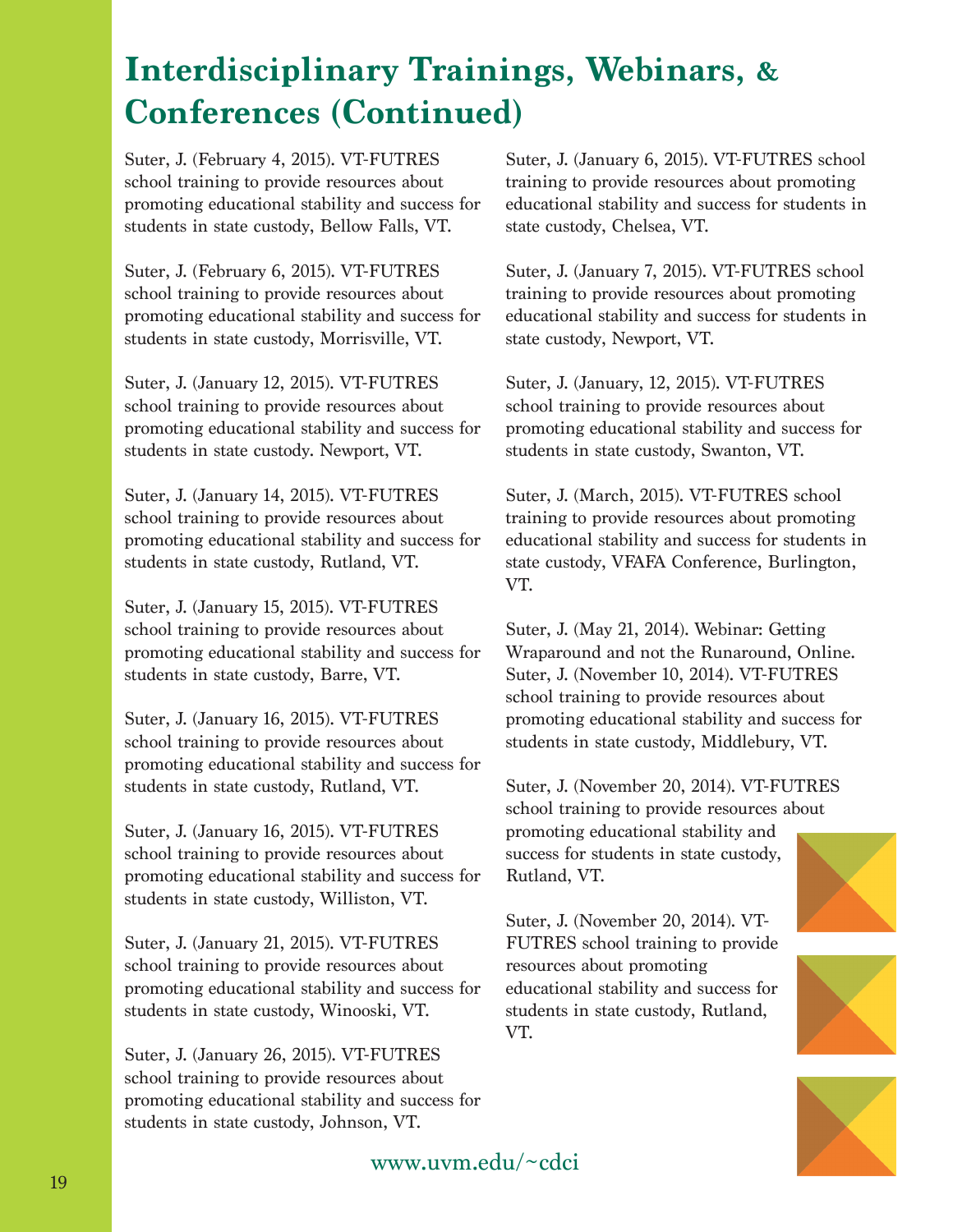# Interdisciplinary Trainings, Webinars, & Conferences (Continued)

Suter, J. (February 4, 2015). VT-FUTRES school training to provide resources about promoting educational stability and success for students in state custody, Bellow Falls, VT.

Suter, J. (February 6, 2015). VT-FUTRES school training to provide resources about promoting educational stability and success for students in state custody, Morrisville, VT.

Suter, J. (January 12, 2015). VT-FUTRES school training to provide resources about promoting educational stability and success for students in state custody. Newport, VT.

Suter, J. (January 14, 2015). VT-FUTRES school training to provide resources about promoting educational stability and success for students in state custody, Rutland, VT.

Suter, J. (January 15, 2015). VT-FUTRES school training to provide resources about promoting educational stability and success for students in state custody, Barre, VT.

Suter, J. (January 16, 2015). VT-FUTRES school training to provide resources about promoting educational stability and success for students in state custody, Rutland, VT.

Suter, J. (January 16, 2015). VT-FUTRES school training to provide resources about promoting educational stability and success for students in state custody, Williston, VT.

Suter, J. (January 21, 2015). VT-FUTRES school training to provide resources about promoting educational stability and success for students in state custody, Winooski, VT.

Suter, J. (January 26, 2015). VT-FUTRES school training to provide resources about promoting educational stability and success for students in state custody, Johnson, VT.

Suter, J. (January 6, 2015). VT-FUTRES school training to provide resources about promoting educational stability and success for students in state custody, Chelsea, VT.

Suter, J. (January 7, 2015). VT-FUTRES school training to provide resources about promoting educational stability and success for students in state custody, Newport, VT.

Suter, J. (January, 12, 2015). VT-FUTRES school training to provide resources about promoting educational stability and success for students in state custody, Swanton, VT.

Suter, J. (March, 2015). VT-FUTRES school training to provide resources about promoting educational stability and success for students in state custody, VFAFA Conference, Burlington, VT.

Suter, J. (May 21, 2014). Webinar: Getting Wraparound and not the Runaround, Online.

Suter, J. (November 10, 2014). VT-FUTRES school training to provide resources about promoting educational stability and success for students in state custody, Middlebury, VT.

Suter, J. (November 20, 2014). VT-FUTRES school training to provide resources about promoting educational stability and success for students in state custody, Rutland, VT.

Suter, J. (November 20, 2014). VT-FUTRES school training to provide resources about promoting educational stability and success for students in state custody, Rutland, VT.

www.uvm.edu/~cdci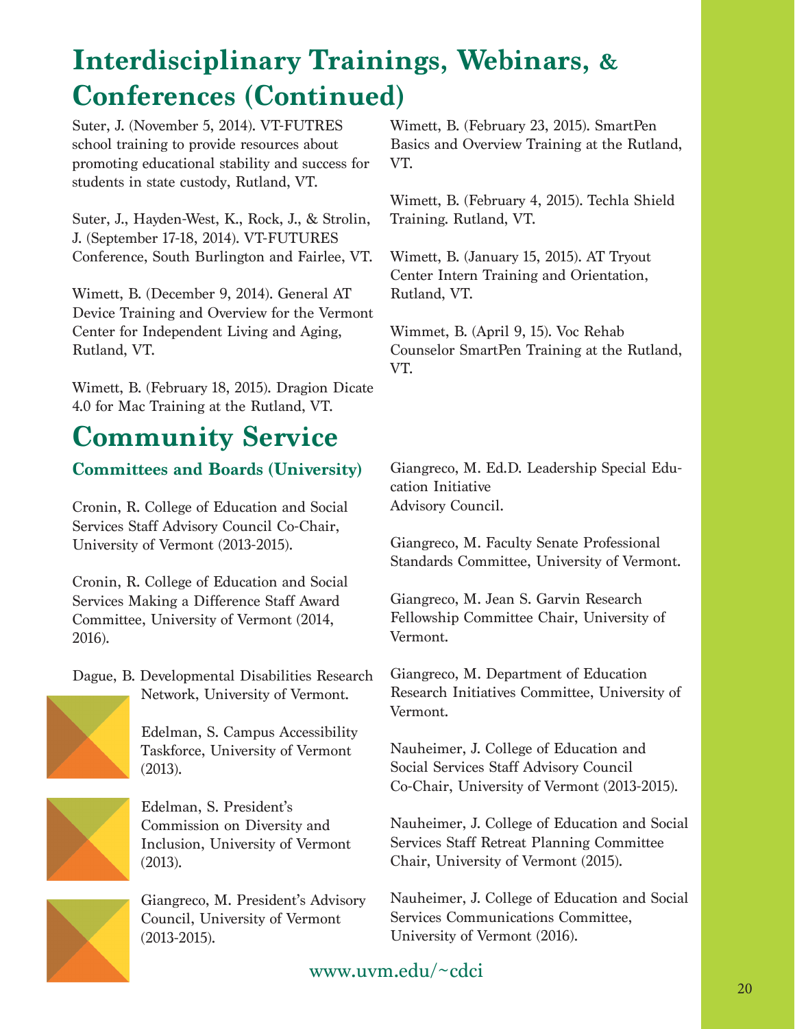# Interdisciplinary Trainings, Webinars, & Conferences (Continued)

Suter, J. (November 5, 2014). VT-FUTRES school training to provide resources about promoting educational stability and success for students in state custody, Rutland, VT.

Suter, J., Hayden-West, K., Rock, J., & Strolin, J. (September 17-18, 2014). VT-FUTURES Conference, South Burlington and Fairlee, VT.

Wimett, B. (December 9, 2014). General AT Device Training and Overview for the Vermont Center for Independent Living and Aging, Rutland, VT.

Wimett, B. (February 18, 2015). Dragion Dicate 4.0 for Mac Training at the Rutland, VT.

Wimett, B. (February 23, 2015). SmartPen Basics and Overview Training at the Rutland, VT.

Wimett, B. (February 4, 2015). Techla Shield Training. Rutland, VT.

Wimett, B. (January 15, 2015). AT Tryout Center Intern Training and Orientation, Rutland, VT.

Wimmet, B. (April 9, 15). Voc Rehab Counselor SmartPen Training at the Rutland, VT.

# Community Service

## Committees and Boards (University)

Cronin, R. College of Education and Social Services Staff Advisory Council Co-Chair, University of Vermont (2013-2015).

Cronin, R. College of Education and Social Services Making a Difference Staff Award Committee, University of Vermont (2014, 2016).

Dague, B. Developmental Disabilities Research Network, University of Vermont.

Edelman, S. Campus Accessibility Taskforce, University of Vermont (2013).

Edelman, S. President's Commission on Diversity and Inclusion, University of Vermont (2013).

Giangreco, M. President's Advisory Council, University of Vermont (2013-2015).

Giangreco, M. Ed.D. Leadership Special Education Initiative Advisory Council.

Giangreco, M. Faculty Senate Professional Standards Committee, University of Vermont.

Giangreco, M. Jean S. Garvin Research Fellowship Committee Chair, University of Vermont.

Giangreco, M. Department of Education Research Initiatives Committee, University of Vermont.

Nauheimer, J. College of Education and Social Services Staff Advisory Council Co-Chair, University of Vermont (2013-2015).

Nauheimer, J. College of Education and Social Services Staff Retreat Planning Committee Chair, University of Vermont (2015).

Nauheimer, J. College of Education and Social Services Communications Committee, University of Vermont (2016).

www.uvm.edu/~cdci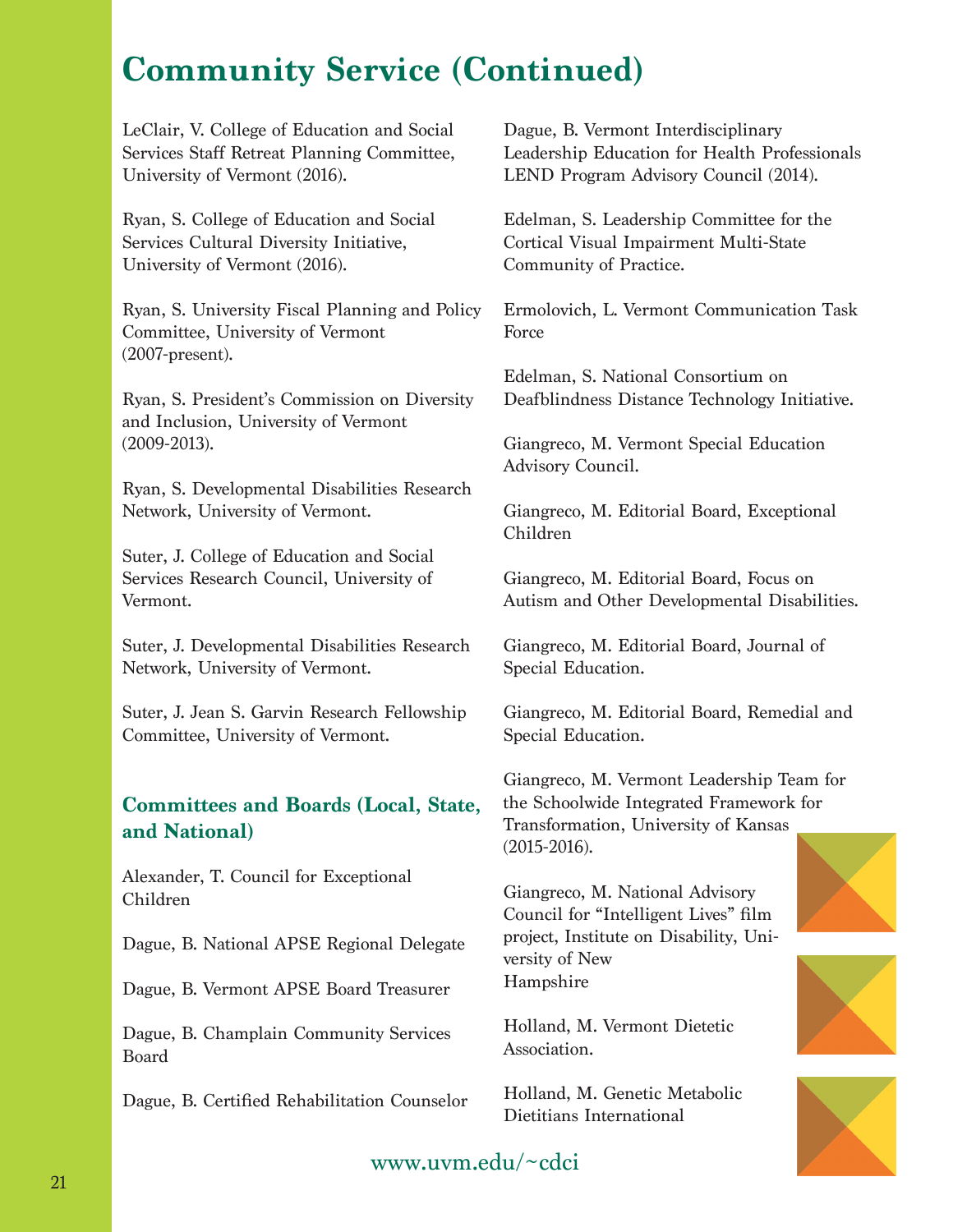# Community Service (Continued)

LeClair, V. College of Education and Social Services Staff Retreat Planning Committee, University of Vermont (2016).

Ryan, S. College of Education and Social Services Cultural Diversity Initiative, University of Vermont (2016).

Ryan, S. University Fiscal Planning and Policy Committee, University of Vermont (2007-present).

Ryan, S. President's Commission on Diversity and Inclusion, University of Vermont (2009-2013).

Ryan, S. Developmental Disabilities Research Network, University of Vermont.

Suter, J. College of Education and Social Services Research Council, University of Vermont.

Suter, J. Developmental Disabilities Research Network, University of Vermont.

Suter, J. Jean S. Garvin Research Fellowship Committee, University of Vermont.

## Committees and Boards (Local, State, and National)

Alexander, T. Council for Exceptional Children

Dague, B. National APSE Regional Delegate

Dague, B. Vermont APSE Board Treasurer

Dague, B. Champlain Community Services Board

Dague, B. Certified Rehabilitation Counselor

Dague, B. Vermont Interdisciplinary Leadership Education for Health Professionals LEND Program Advisory Council (2014).

Edelman, S. Leadership Committee for the Cortical Visual Impairment Multi-State Community of Practice.

Ermolovich, L. Vermont Communication Task Force

Edelman, S. National Consortium on Deafblindness Distance Technology Initiative.

Giangreco, M. Vermont Special Education Advisory Council.

Giangreco, M. Editorial Board, Exceptional Children

Giangreco, M. Editorial Board, Focus on Autism and Other Developmental Disabilities.

Giangreco, M. Editorial Board, Journal of Special Education.

Giangreco, M. Editorial Board, Remedial and Special Education.

Giangreco, M. Vermont Leadership Team for the Schoolwide Integrated Framework for Transformation, University of Kansas (2015-2016).

Giangreco, M. National Advisory Council for "Intelligent Lives" film project, Institute on Disability, University of New Hampshire

Holland, M. Vermont Dietetic Association.

Holland, M. Genetic Metabolic Dietitians International

www.uvm.edu/~cdci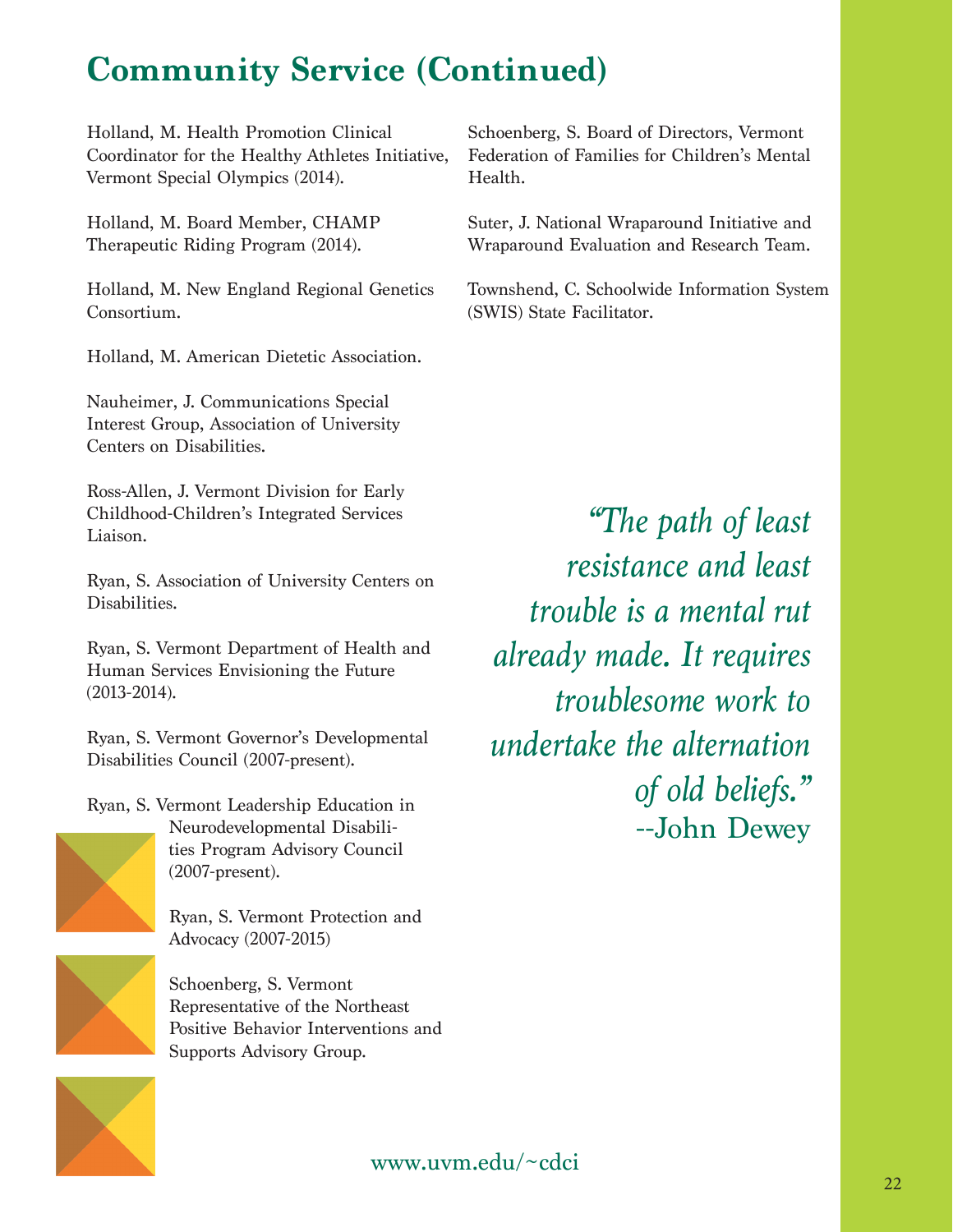# Community Service (Continued)

Holland, M. Health Promotion Clinical Coordinator for the Healthy Athletes Initiative, Vermont Special Olympics (2014).

Holland, M. Board Member, CHAMP Therapeutic Riding Program (2014).

Holland, M. New England Regional Genetics Consortium.

Holland, M. American Dietetic Association.

Nauheimer, J. Communications Special Interest Group, Association of University Centers on Disabilities.

Ross-Allen, J. Vermont Division for Early Childhood-Children's Integrated Services Liaison.

Ryan, S. Association of University Centers on Disabilities.

Ryan, S. Vermont Department of Health and Human Services Envisioning the Future (2013-2014).

Ryan, S. Vermont Governor's Developmental Disabilities Council (2007-present).

Ryan, S. Vermont Leadership Education in Neurodevelopmental Disabilities Program Advisory Council (2007-present).

Ryan, S. Vermont Protection and Advocacy (2007-2015)

Schoenberg, S. Vermont Representative of the Northeast Positive Behavior Interventions and Supports Advisory Group.

Schoenberg, S. Board of Directors, Vermont Federation of Families for Children's Mental Health.

Suter, J. National Wraparound Initiative and Wraparound Evaluation and Research Team.

Townshend, C. Schoolwide Information System (SWIS) State Facilitator.

*"The path of least resistance and least trouble is a mental rut already made. It requires troublesome work to undertake the alternation of old beliefs."*
--John Dewey

www.uvm.edu/~cdci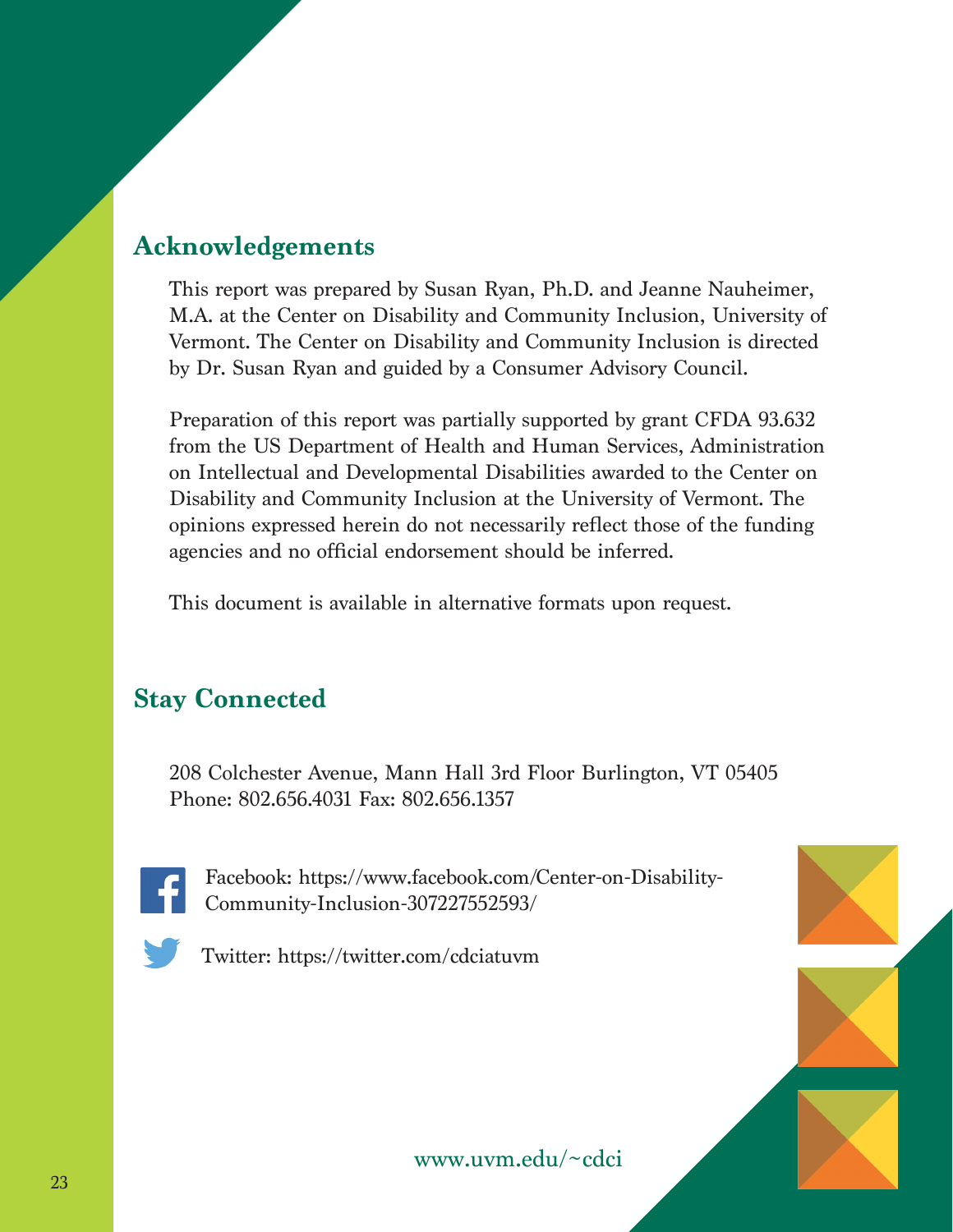## Acknowledgements

This report was prepared by Susan Ryan, Ph.D. and Jeanne Nauheimer, M.A. at the Center on Disability and Community Inclusion, University of Vermont. The Center on Disability and Community Inclusion is directed by Dr. Susan Ryan and guided by a Consumer Advisory Council.

Preparation of this report was partially supported by grant CFDA 93.632 from the US Department of Health and Human Services, Administration on Intellectual and Developmental Disabilities awarded to the Center on Disability and Community Inclusion at the University of Vermont. The opinions expressed herein do not necessarily reflect those of the funding agencies and no official endorsement should be inferred.

This document is available in alternative formats upon request.

## Stay Connected

208 Colchester Avenue, Mann Hall 3rd Floor Burlington, VT 05405
Phone: 802.656.4031 Fax: 802.656.1357

Facebook: https://www.facebook.com/Center-on-Disability-Community-Inclusion-307227552593/

Twitter: https://twitter.com/cdciatuvm

www.uvm.edu/~cdci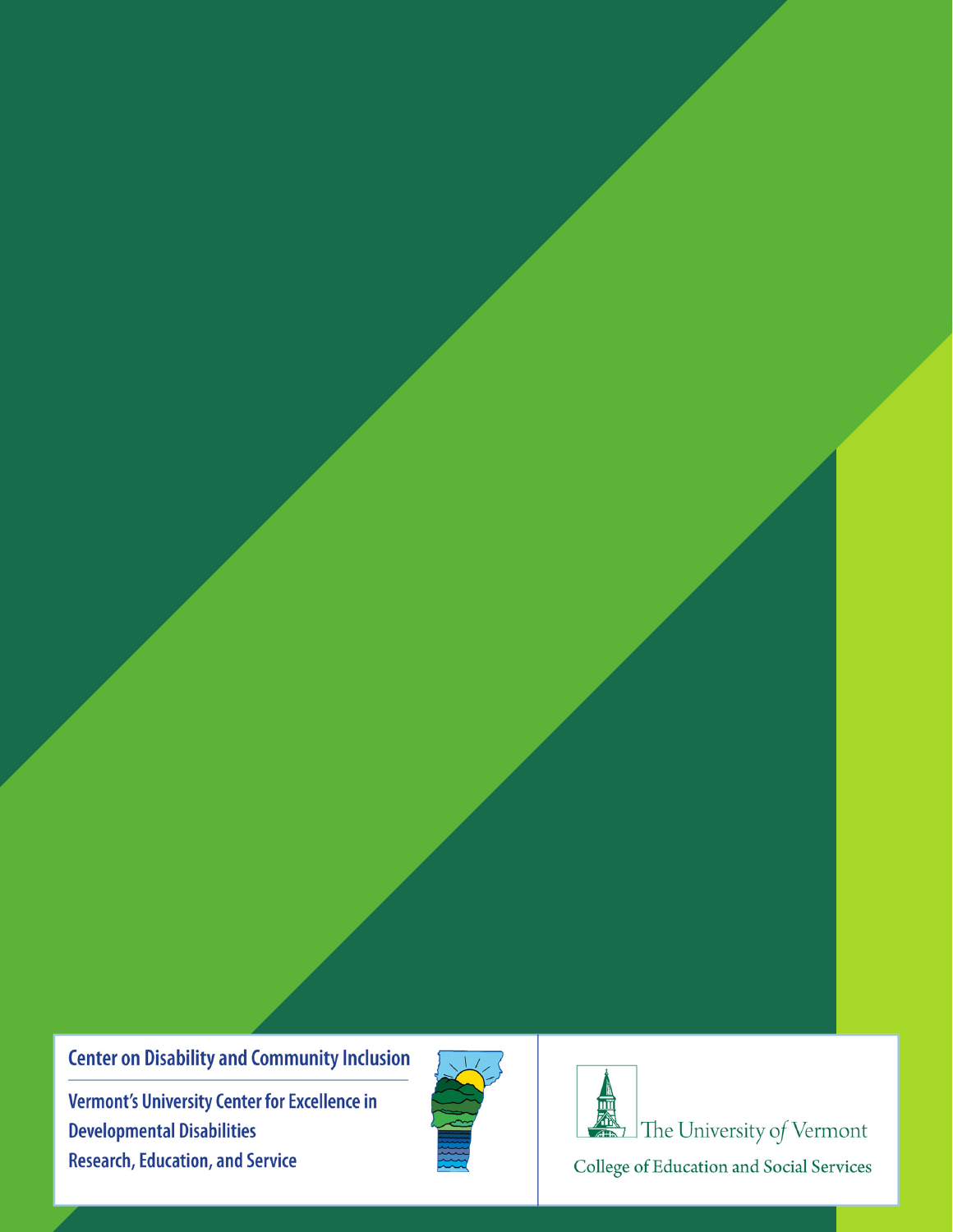Center on Disability and Community Inclusion

Vermont's University Center for Excellence in Developmental Disabilities Research, Education, and Service

The University of Vermont

College of Education and Social Services